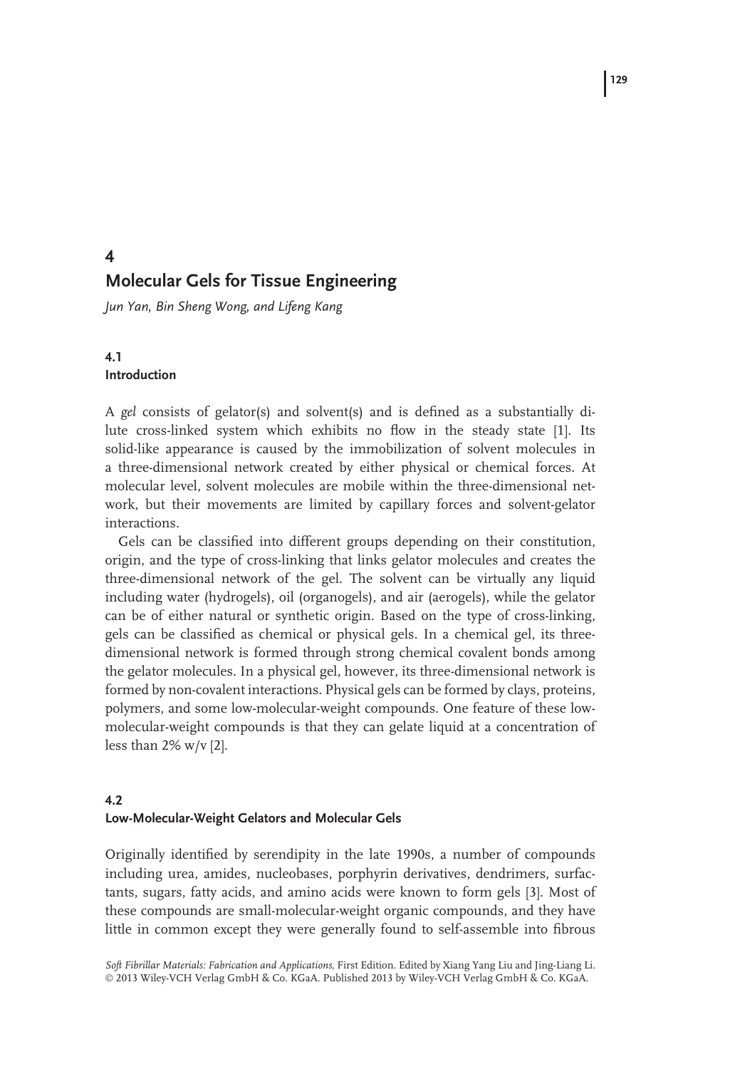# 4 Molecular Gels for Tissue Engineering

*Jun Yan, Bin Sheng Wong, and Lifeng Kang*

## 4.1 Introduction

A *gel* consists of gelator(s) and solvent(s) and is defined as a substantially dilute cross-linked system which exhibits no flow in the steady state [1]. Its solid-like appearance is caused by the immobilization of solvent molecules in a three-dimensional network created by either physical or chemical forces. At molecular level, solvent molecules are mobile within the three-dimensional network, but their movements are limited by capillary forces and solvent-gelator interactions.

Gels can be classified into different groups depending on their constitution, origin, and the type of cross-linking that links gelator molecules and creates the three-dimensional network of the gel. The solvent can be virtually any liquid including water (hydrogels), oil (organogels), and air (aerogels), while the gelator can be of either natural or synthetic origin. Based on the type of cross-linking, gels can be classified as chemical or physical gels. In a chemical gel, its three-dimensional network is formed through strong chemical covalent bonds among the gelator molecules. In a physical gel, however, its three-dimensional network is formed by non-covalent interactions. Physical gels can be formed by clays, proteins, polymers, and some low-molecular-weight compounds. One feature of these low-molecular-weight compounds is that they can gelate liquid at a concentration of less than 2% w/v [2].

## 4.2 Low-Molecular-Weight Gelators and Molecular Gels

Originally identified by serendipity in the late 1990s, a number of compounds including urea, amides, nucleobases, porphyrin derivatives, dendrimers, surfactants, sugars, fatty acids, and amino acids were known to form gels [3]. Most of these compounds are small-molecular-weight organic compounds, and they have little in common except they were generally found to self-assemble into fibrous

*Soft Fibrillar Materials: Fabrication and Applications*, First Edition. Edited by Xiang Yang Liu and Jing-Liang Li.
© 2013 Wiley-VCH Verlag GmbH & Co. KGaA. Published 2013 by Wiley-VCH Verlag GmbH & Co. KGaA.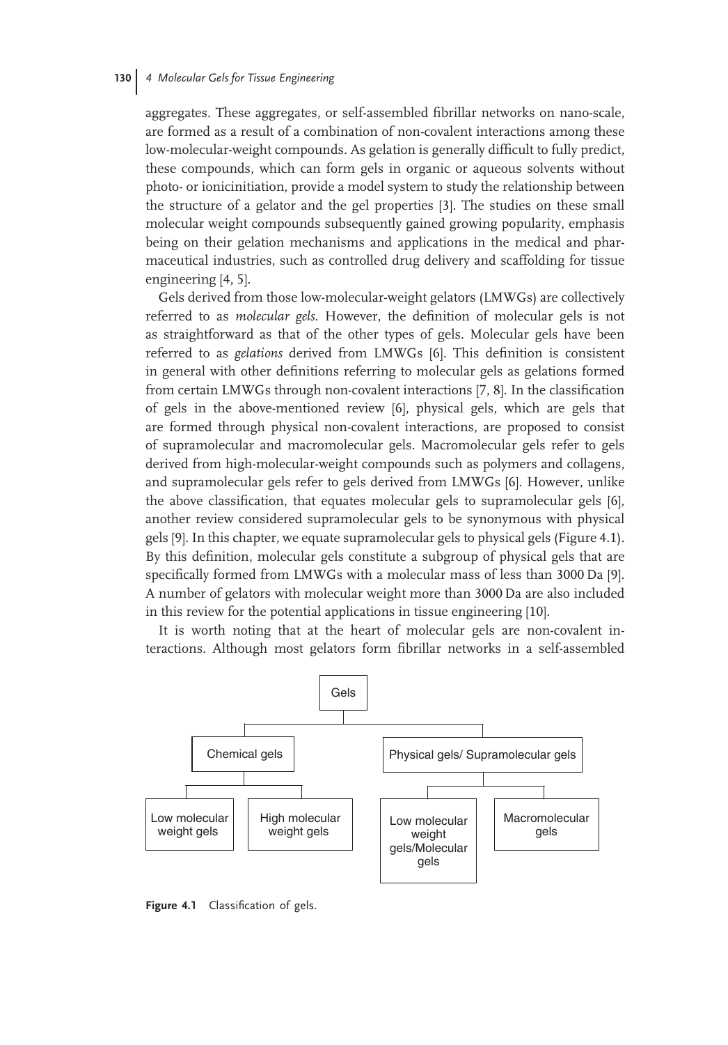aggregates. These aggregates, or self-assembled fibrillar networks on nano-scale, are formed as a result of a combination of non-covalent interactions among these low-molecular-weight compounds. As gelation is generally difficult to fully predict, these compounds, which can form gels in organic or aqueous solvents without photo- or ionicinitiation, provide a model system to study the relationship between the structure of a gelator and the gel properties [3]. The studies on these small molecular weight compounds subsequently gained growing popularity, emphasis being on their gelation mechanisms and applications in the medical and pharmaceutical industries, such as controlled drug delivery and scaffolding for tissue engineering [4, 5].

Gels derived from those low-molecular-weight gelators (LMWGs) are collectively referred to as *molecular gels*. However, the definition of molecular gels is not as straightforward as that of the other types of gels. Molecular gels have been referred to as *gelations* derived from LMWGs [6]. This definition is consistent in general with other definitions referring to molecular gels as gelations formed from certain LMWGs through non-covalent interactions [7, 8]. In the classification of gels in the above-mentioned review [6], physical gels, which are gels that are formed through physical non-covalent interactions, are proposed to consist of supramolecular and macromolecular gels. Macromolecular gels refer to gels derived from high-molecular-weight compounds such as polymers and collagens, and supramolecular gels refer to gels derived from LMWGs [6]. However, unlike the above classification, that equates molecular gels to supramolecular gels [6], another review considered supramolecular gels to be synonymous with physical gels [9]. In this chapter, we equate supramolecular gels to physical gels (Figure 4.1). By this definition, molecular gels constitute a subgroup of physical gels that are specifically formed from LMWGs with a molecular mass of less than 3000 Da [9]. A number of gelators with molecular weight more than 3000 Da are also included in this review for the potential applications in tissue engineering [10].

It is worth noting that at the heart of molecular gels are non-covalent interactions. Although most gelators form fibrillar networks in a self-assembled

- Gels
  - Chemical gels
    - Low molecular weight gels
    - High molecular weight gels
  - Physical gels/ Supramolecular gels
    - Low molecular weight gels/Molecular gels
    - Macromolecular gels

**Figure 4.1** Classification of gels.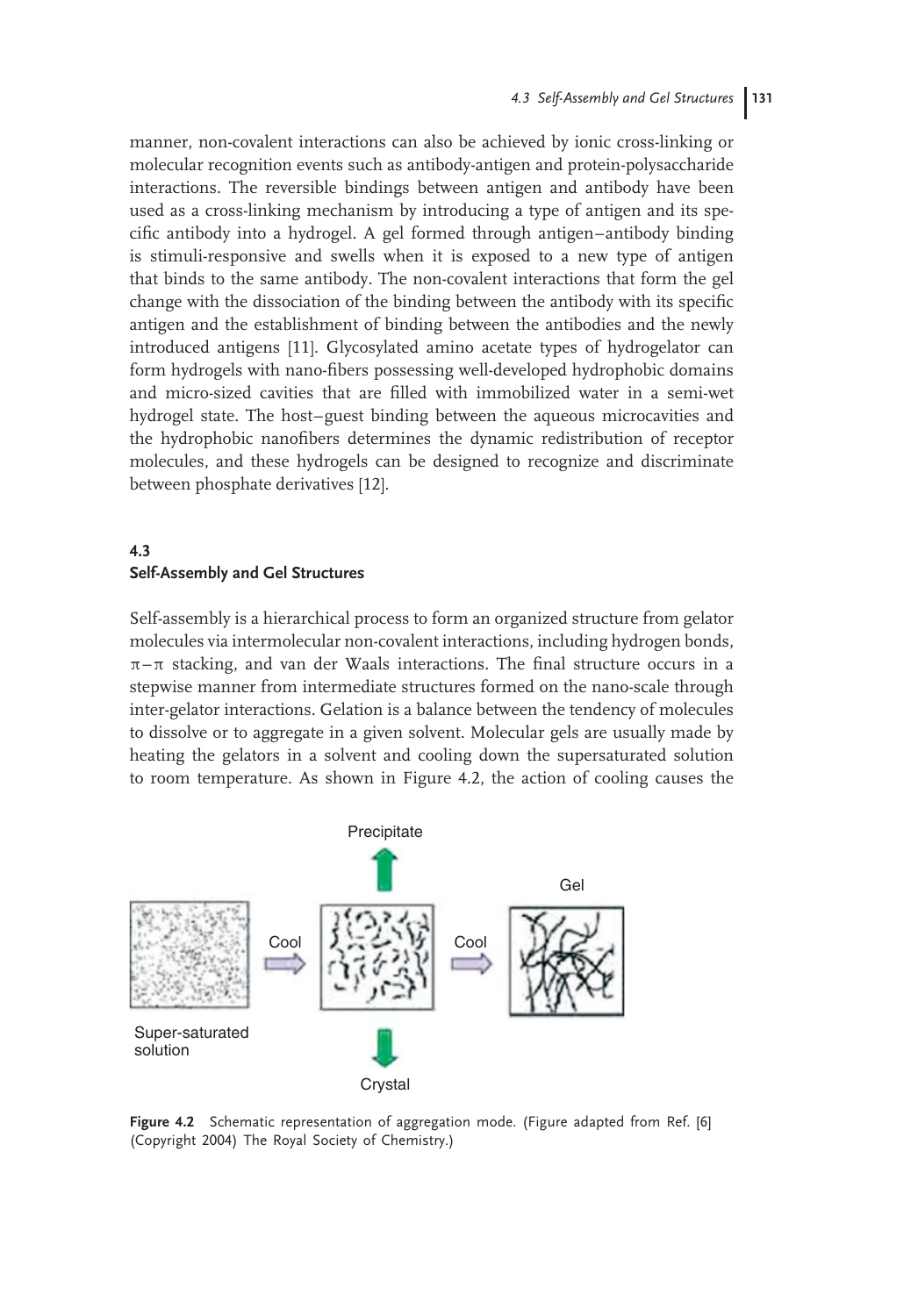manner, non-covalent interactions can also be achieved by ionic cross-linking or molecular recognition events such as antibody-antigen and protein-polysaccharide interactions. The reversible bindings between antigen and antibody have been used as a cross-linking mechanism by introducing a type of antigen and its specific antibody into a hydrogel. A gel formed through antigen–antibody binding is stimuli-responsive and swells when it is exposed to a new type of antigen that binds to the same antibody. The non-covalent interactions that form the gel change with the dissociation of the binding between the antibody with its specific antigen and the establishment of binding between the antibodies and the newly introduced antigens [11]. Glycosylated amino acetate types of hydrogelator can form hydrogels with nano-fibers possessing well-developed hydrophobic domains and micro-sized cavities that are filled with immobilized water in a semi-wet hydrogel state. The host–guest binding between the aqueous microcavities and the hydrophobic nanofibers determines the dynamic redistribution of receptor molecules, and these hydrogels can be designed to recognize and discriminate between phosphate derivatives [12].

## 4.3 Self-Assembly and Gel Structures

Self-assembly is a hierarchical process to form an organized structure from gelator molecules via intermolecular non-covalent interactions, including hydrogen bonds, $\pi-\pi$ stacking, and van der Waals interactions. The final structure occurs in a stepwise manner from intermediate structures formed on the nano-scale through inter-gelator interactions. Gelation is a balance between the tendency of molecules to dissolve or to aggregate in a given solvent. Molecular gels are usually made by heating the gelators in a solvent and cooling down the supersaturated solution to room temperature. As shown in Figure 4.2, the action of cooling causes the

**Figure 4.2** Schematic representation of aggregation mode. (Figure adapted from Ref. [6] (Copyright 2004) The Royal Society of Chemistry.)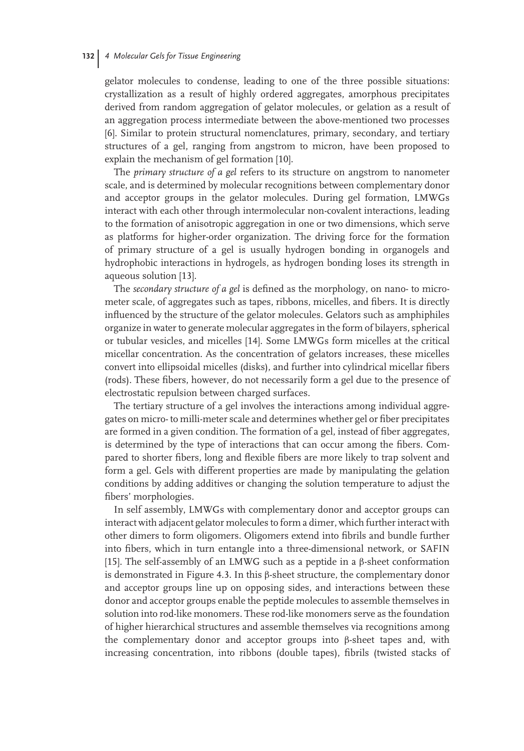gelator molecules to condense, leading to one of the three possible situations: crystallization as a result of highly ordered aggregates, amorphous precipitates derived from random aggregation of gelator molecules, or gelation as a result of an aggregation process intermediate between the above-mentioned two processes [6]. Similar to protein structural nomenclatures, primary, secondary, and tertiary structures of a gel, ranging from angstrom to micron, have been proposed to explain the mechanism of gel formation [10].

The *primary structure of a gel* refers to its structure on angstrom to nanometer scale, and is determined by molecular recognitions between complementary donor and acceptor groups in the gelator molecules. During gel formation, LMWGs interact with each other through intermolecular non-covalent interactions, leading to the formation of anisotropic aggregation in one or two dimensions, which serve as platforms for higher-order organization. The driving force for the formation of primary structure of a gel is usually hydrogen bonding in organogels and hydrophobic interactions in hydrogels, as hydrogen bonding loses its strength in aqueous solution [13].

The *secondary structure of a gel* is defined as the morphology, on nano- to micrometer scale, of aggregates such as tapes, ribbons, micelles, and fibers. It is directly influenced by the structure of the gelator molecules. Gelators such as amphiphiles organize in water to generate molecular aggregates in the form of bilayers, spherical or tubular vesicles, and micelles [14]. Some LMWGs form micelles at the critical micellar concentration. As the concentration of gelators increases, these micelles convert into ellipsoidal micelles (disks), and further into cylindrical micellar fibers (rods). These fibers, however, do not necessarily form a gel due to the presence of electrostatic repulsion between charged surfaces.

The tertiary structure of a gel involves the interactions among individual aggregates on micro- to milli-meter scale and determines whether gel or fiber precipitates are formed in a given condition. The formation of a gel, instead of fiber aggregates, is determined by the type of interactions that can occur among the fibers. Compared to shorter fibers, long and flexible fibers are more likely to trap solvent and form a gel. Gels with different properties are made by manipulating the gelation conditions by adding additives or changing the solution temperature to adjust the fibers' morphologies.

In self assembly, LMWGs with complementary donor and acceptor groups can interact with adjacent gelator molecules to form a dimer, which further interact with other dimers to form oligomers. Oligomers extend into fibrils and bundle further into fibers, which in turn entangle into a three-dimensional network, or SAFIN [15]. The self-assembly of an LMWG such as a peptide in a β-sheet conformation is demonstrated in Figure 4.3. In this β-sheet structure, the complementary donor and acceptor groups line up on opposing sides, and interactions between these donor and acceptor groups enable the peptide molecules to assemble themselves in solution into rod-like monomers. These rod-like monomers serve as the foundation of higher hierarchical structures and assemble themselves via recognitions among the complementary donor and acceptor groups into β-sheet tapes and, with increasing concentration, into ribbons (double tapes), fibrils (twisted stacks of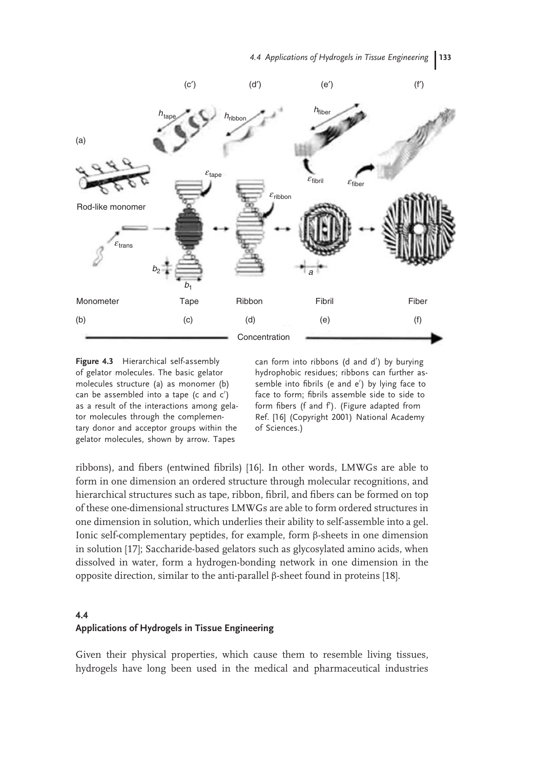**Figure 4.3** Hierarchical self-assembly of gelator molecules. The basic gelator molecules structure (a) as monomer (b) can be assembled into a tape (c and c′) as a result of the interactions among gelator molecules through the complementary donor and acceptor groups within the gelator molecules, shown by arrow. Tapes can form into ribbons (d and d′) by burying hydrophobic residues; ribbons can further assemble into fibrils (e and e′) by lying face to face to form; fibrils assemble side to side to form fibers (f and f′). (Figure adapted from Ref. [16] (Copyright 2001) National Academy of Sciences.)

ribbons), and fibers (entwined fibrils) [16]. In other words, LMWGs are able to form in one dimension an ordered structure through molecular recognitions, and hierarchical structures such as tape, ribbon, fibril, and fibers can be formed on top of these one-dimensional structures LMWGs are able to form ordered structures in one dimension in solution, which underlies their ability to self-assemble into a gel. Ionic self-complementary peptides, for example, form β-sheets in one dimension in solution [17]; Saccharide-based gelators such as glycosylated amino acids, when dissolved in water, form a hydrogen-bonding network in one dimension in the opposite direction, similar to the anti-parallel β-sheet found in proteins [18].

## 4.4 Applications of Hydrogels in Tissue Engineering

Given their physical properties, which cause them to resemble living tissues, hydrogels have long been used in the medical and pharmaceutical industries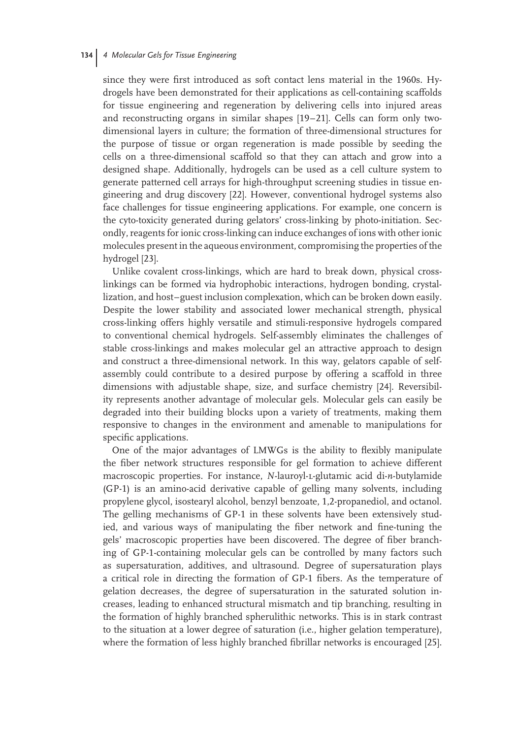since they were first introduced as soft contact lens material in the 1960s. Hydrogels have been demonstrated for their applications as cell-containing scaffolds for tissue engineering and regeneration by delivering cells into injured areas and reconstructing organs in similar shapes [19–21]. Cells can form only two-dimensional layers in culture; the formation of three-dimensional structures for the purpose of tissue or organ regeneration is made possible by seeding the cells on a three-dimensional scaffold so that they can attach and grow into a designed shape. Additionally, hydrogels can be used as a cell culture system to generate patterned cell arrays for high-throughput screening studies in tissue engineering and drug discovery [22]. However, conventional hydrogel systems also face challenges for tissue engineering applications. For example, one concern is the cyto-toxicity generated during gelators' cross-linking by photo-initiation. Secondly, reagents for ionic cross-linking can induce exchanges of ions with other ionic molecules present in the aqueous environment, compromising the properties of the hydrogel [23].

Unlike covalent cross-linkings, which are hard to break down, physical cross-linkings can be formed via hydrophobic interactions, hydrogen bonding, crystallization, and host–guest inclusion complexation, which can be broken down easily. Despite the lower stability and associated lower mechanical strength, physical cross-linking offers highly versatile and stimuli-responsive hydrogels compared to conventional chemical hydrogels. Self-assembly eliminates the challenges of stable cross-linkings and makes molecular gel an attractive approach to design and construct a three-dimensional network. In this way, gelators capable of self-assembly could contribute to a desired purpose by offering a scaffold in three dimensions with adjustable shape, size, and surface chemistry [24]. Reversibility represents another advantage of molecular gels. Molecular gels can easily be degraded into their building blocks upon a variety of treatments, making them responsive to changes in the environment and amenable to manipulations for specific applications.

One of the major advantages of LMWGs is the ability to flexibly manipulate the fiber network structures responsible for gel formation to achieve different macroscopic properties. For instance, *N*-lauroyl-L-glutamic acid di-*n*-butylamide (GP-1) is an amino-acid derivative capable of gelling many solvents, including propylene glycol, isostearyl alcohol, benzyl benzoate, 1,2-propanediol, and octanol. The gelling mechanisms of GP-1 in these solvents have been extensively studied, and various ways of manipulating the fiber network and fine-tuning the gels' macroscopic properties have been discovered. The degree of fiber branching of GP-1-containing molecular gels can be controlled by many factors such as supersaturation, additives, and ultrasound. Degree of supersaturation plays a critical role in directing the formation of GP-1 fibers. As the temperature of gelation decreases, the degree of supersaturation in the saturated solution increases, leading to enhanced structural mismatch and tip branching, resulting in the formation of highly branched spherulithic networks. This is in stark contrast to the situation at a lower degree of saturation (i.e., higher gelation temperature), where the formation of less highly branched fibrillar networks is encouraged [25].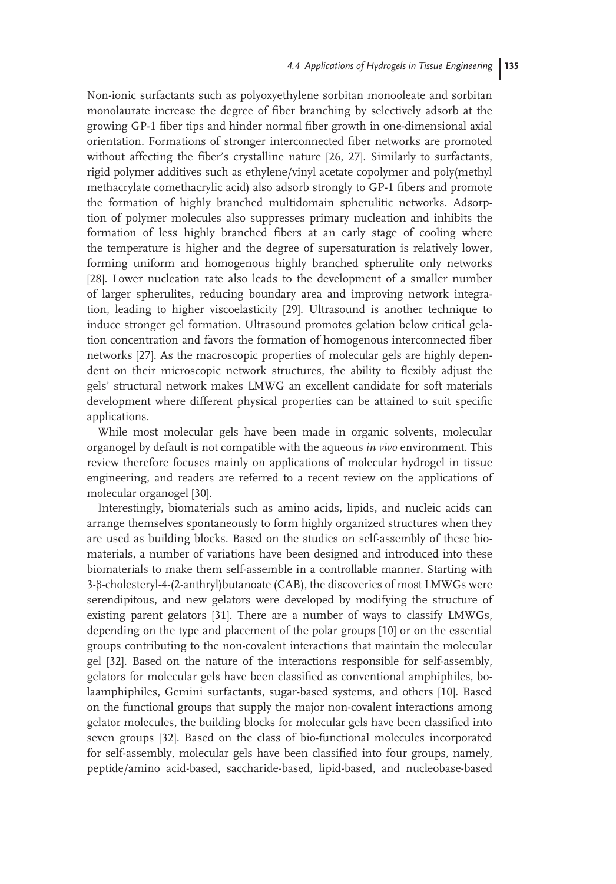Non-ionic surfactants such as polyoxyethylene sorbitan monooleate and sorbitan monolaurate increase the degree of fiber branching by selectively adsorb at the growing GP-1 fiber tips and hinder normal fiber growth in one-dimensional axial orientation. Formations of stronger interconnected fiber networks are promoted without affecting the fiber's crystalline nature [26, 27]. Similarly to surfactants, rigid polymer additives such as ethylene/vinyl acetate copolymer and poly(methyl methacrylate comethacrylic acid) also adsorb strongly to GP-1 fibers and promote the formation of highly branched multidomain spherulitic networks. Adsorption of polymer molecules also suppresses primary nucleation and inhibits the formation of less highly branched fibers at an early stage of cooling where the temperature is higher and the degree of supersaturation is relatively lower, forming uniform and homogenous highly branched spherulite only networks [28]. Lower nucleation rate also leads to the development of a smaller number of larger spherulites, reducing boundary area and improving network integration, leading to higher viscoelasticity [29]. Ultrasound is another technique to induce stronger gel formation. Ultrasound promotes gelation below critical gelation concentration and favors the formation of homogenous interconnected fiber networks [27]. As the macroscopic properties of molecular gels are highly dependent on their microscopic network structures, the ability to flexibly adjust the gels' structural network makes LMWG an excellent candidate for soft materials development where different physical properties can be attained to suit specific applications.

While most molecular gels have been made in organic solvents, molecular organogel by default is not compatible with the aqueous *in vivo* environment. This review therefore focuses mainly on applications of molecular hydrogel in tissue engineering, and readers are referred to a recent review on the applications of molecular organogel [30].

Interestingly, biomaterials such as amino acids, lipids, and nucleic acids can arrange themselves spontaneously to form highly organized structures when they are used as building blocks. Based on the studies on self-assembly of these biomaterials, a number of variations have been designed and introduced into these biomaterials to make them self-assemble in a controllable manner. Starting with 3-β-cholesteryl-4-(2-anthryl)butanoate (CAB), the discoveries of most LMWGs were serendipitous, and new gelators were developed by modifying the structure of existing parent gelators [31]. There are a number of ways to classify LMWGs, depending on the type and placement of the polar groups [10] or on the essential groups contributing to the non-covalent interactions that maintain the molecular gel [32]. Based on the nature of the interactions responsible for self-assembly, gelators for molecular gels have been classified as conventional amphiphiles, bolaamphiphiles, Gemini surfactants, sugar-based systems, and others [10]. Based on the functional groups that supply the major non-covalent interactions among gelator molecules, the building blocks for molecular gels have been classified into seven groups [32]. Based on the class of bio-functional molecules incorporated for self-assembly, molecular gels have been classified into four groups, namely, peptide/amino acid-based, saccharide-based, lipid-based, and nucleobase-based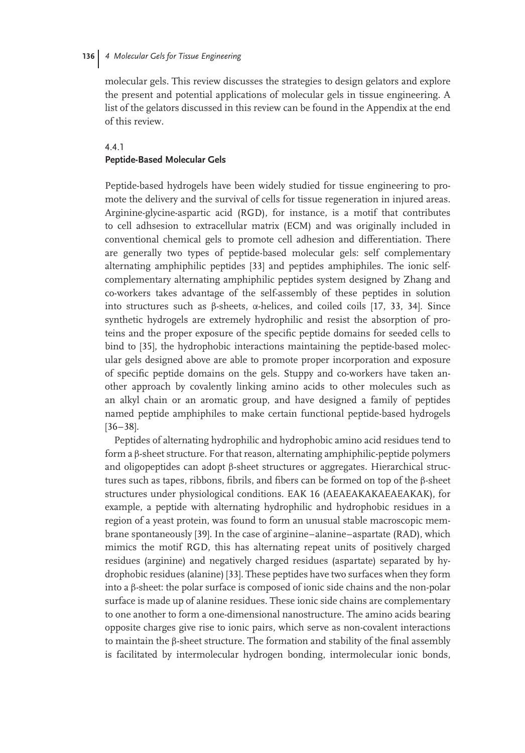molecular gels. This review discusses the strategies to design gelators and explore the present and potential applications of molecular gels in tissue engineering. A list of the gelators discussed in this review can be found in the Appendix at the end of this review.

### 4.4.1 Peptide-Based Molecular Gels

Peptide-based hydrogels have been widely studied for tissue engineering to promote the delivery and the survival of cells for tissue regeneration in injured areas. Arginine-glycine-aspartic acid (RGD), for instance, is a motif that contributes to cell adhsesion to extracellular matrix (ECM) and was originally included in conventional chemical gels to promote cell adhesion and differentiation. There are generally two types of peptide-based molecular gels: self complementary alternating amphiphilic peptides [33] and peptides amphiphiles. The ionic self-complementary alternating amphiphilic peptides system designed by Zhang and co-workers takes advantage of the self-assembly of these peptides in solution into structures such as β-sheets, α-helices, and coiled coils [17, 33, 34]. Since synthetic hydrogels are extremely hydrophilic and resist the absorption of proteins and the proper exposure of the specific peptide domains for seeded cells to bind to [35], the hydrophobic interactions maintaining the peptide-based molecular gels designed above are able to promote proper incorporation and exposure of specific peptide domains on the gels. Stuppy and co-workers have taken another approach by covalently linking amino acids to other molecules such as an alkyl chain or an aromatic group, and have designed a family of peptides named peptide amphiphiles to make certain functional peptide-based hydrogels [36–38].

Peptides of alternating hydrophilic and hydrophobic amino acid residues tend to form a β-sheet structure. For that reason, alternating amphiphilic-peptide polymers and oligopeptides can adopt β-sheet structures or aggregates. Hierarchical structures such as tapes, ribbons, fibrils, and fibers can be formed on top of the β-sheet structures under physiological conditions. EAK 16 (AEAEAKAKAEAEAKAK), for example, a peptide with alternating hydrophilic and hydrophobic residues in a region of a yeast protein, was found to form an unusual stable macroscopic membrane spontaneously [39]. In the case of arginine–alanine–aspartate (RAD), which mimics the motif RGD, this has alternating repeat units of positively charged residues (arginine) and negatively charged residues (aspartate) separated by hydrophobic residues (alanine) [33]. These peptides have two surfaces when they form into a β-sheet: the polar surface is composed of ionic side chains and the non-polar surface is made up of alanine residues. These ionic side chains are complementary to one another to form a one-dimensional nanostructure. The amino acids bearing opposite charges give rise to ionic pairs, which serve as non-covalent interactions to maintain the β-sheet structure. The formation and stability of the final assembly is facilitated by intermolecular hydrogen bonding, intermolecular ionic bonds,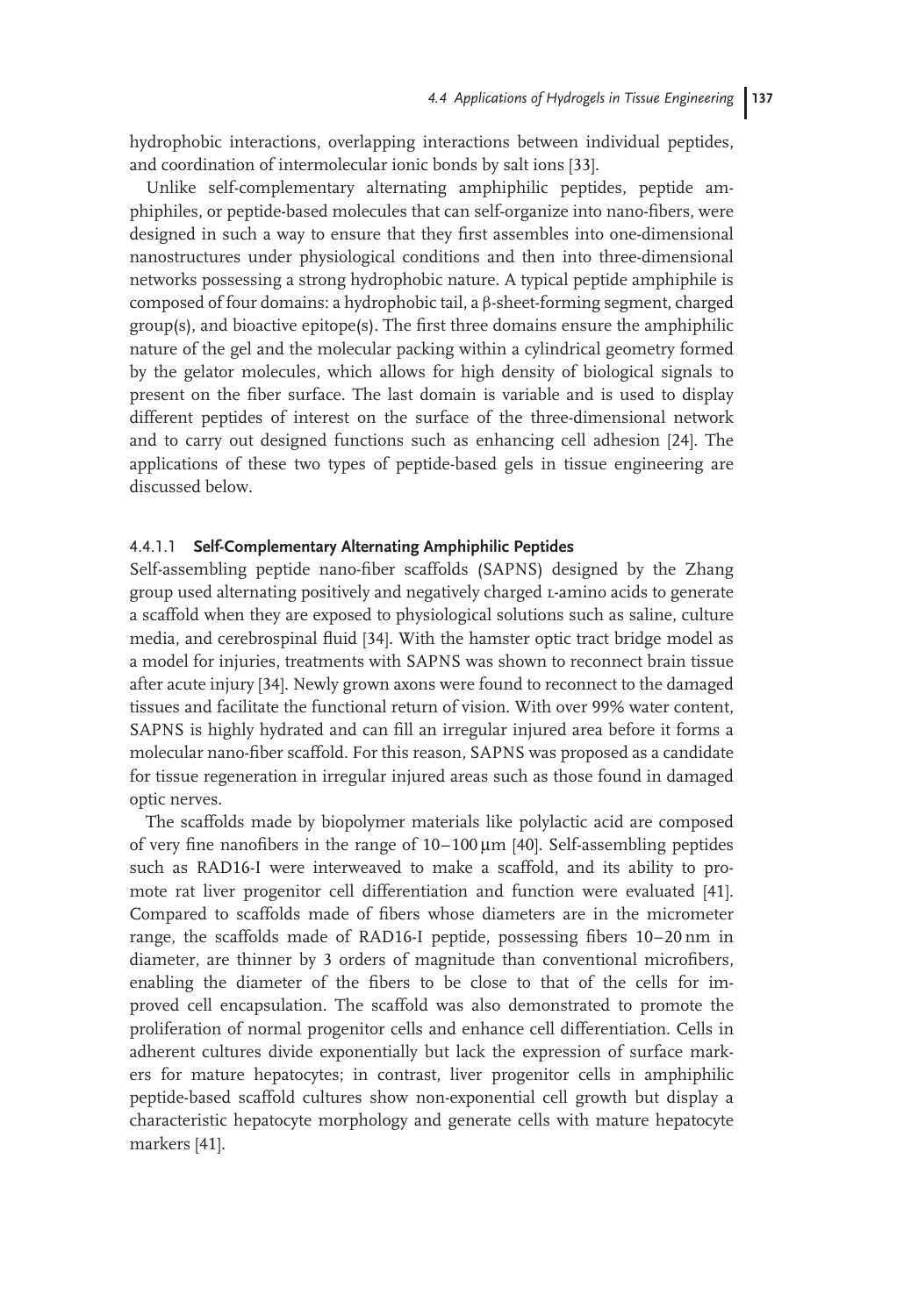hydrophobic interactions, overlapping interactions between individual peptides, and coordination of intermolecular ionic bonds by salt ions [33].

Unlike self-complementary alternating amphiphilic peptides, peptide amphiphiles, or peptide-based molecules that can self-organize into nano-fibers, were designed in such a way to ensure that they first assembles into one-dimensional nanostructures under physiological conditions and then into three-dimensional networks possessing a strong hydrophobic nature. A typical peptide amphiphile is composed of four domains: a hydrophobic tail, a β-sheet-forming segment, charged group(s), and bioactive epitope(s). The first three domains ensure the amphiphilic nature of the gel and the molecular packing within a cylindrical geometry formed by the gelator molecules, which allows for high density of biological signals to present on the fiber surface. The last domain is variable and is used to display different peptides of interest on the surface of the three-dimensional network and to carry out designed functions such as enhancing cell adhesion [24]. The applications of these two types of peptide-based gels in tissue engineering are discussed below.

#### 4.4.1.1 **Self-Complementary Alternating Amphiphilic Peptides**

Self-assembling peptide nano-fiber scaffolds (SAPNS) designed by the Zhang group used alternating positively and negatively charged L-amino acids to generate a scaffold when they are exposed to physiological solutions such as saline, culture media, and cerebrospinal fluid [34]. With the hamster optic tract bridge model as a model for injuries, treatments with SAPNS was shown to reconnect brain tissue after acute injury [34]. Newly grown axons were found to reconnect to the damaged tissues and facilitate the functional return of vision. With over 99% water content, SAPNS is highly hydrated and can fill an irregular injured area before it forms a molecular nano-fiber scaffold. For this reason, SAPNS was proposed as a candidate for tissue regeneration in irregular injured areas such as those found in damaged optic nerves.

The scaffolds made by biopolymer materials like polylactic acid are composed of very fine nanofibers in the range of 10–100 μm [40]. Self-assembling peptides such as RAD16-I were interweaved to make a scaffold, and its ability to promote rat liver progenitor cell differentiation and function were evaluated [41]. Compared to scaffolds made of fibers whose diameters are in the micrometer range, the scaffolds made of RAD16-I peptide, possessing fibers 10–20 nm in diameter, are thinner by 3 orders of magnitude than conventional microfibers, enabling the diameter of the fibers to be close to that of the cells for improved cell encapsulation. The scaffold was also demonstrated to promote the proliferation of normal progenitor cells and enhance cell differentiation. Cells in adherent cultures divide exponentially but lack the expression of surface markers for mature hepatocytes; in contrast, liver progenitor cells in amphiphilic peptide-based scaffold cultures show non-exponential cell growth but display a characteristic hepatocyte morphology and generate cells with mature hepatocyte markers [41].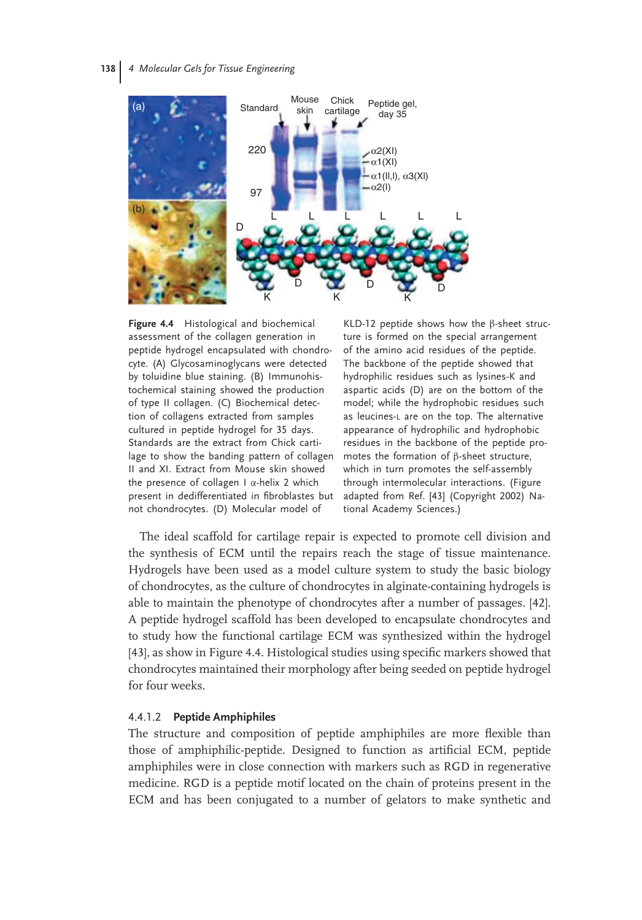**Figure 4.4** Histological and biochemical assessment of the collagen generation in peptide hydrogel encapsulated with chondrocyte. (A) Glycosaminoglycans were detected by toluidine blue staining. (B) Immunohistochemical staining showed the production of type II collagen. (C) Biochemical detection of collagens extracted from samples cultured in peptide hydrogel for 35 days. Standards are the extract from Chick cartilage to show the banding pattern of collagen II and XI. Extract from Mouse skin showed the presence of collagen I α-helix 2 which present in dedifferentiated in fibroblastes but not chondrocytes. (D) Molecular model of KLD-12 peptide shows how the β-sheet structure is formed on the special arrangement of the amino acid residues of the peptide. The backbone of the peptide showed that hydrophilic residues such as lysines-K and aspartic acids (D) are on the bottom of the model; while the hydrophobic residues such as leucines-L are on the top. The alternative appearance of hydrophilic and hydrophobic residues in the backbone of the peptide promotes the formation of β-sheet structure, which in turn promotes the self-assembly through intermolecular interactions. (Figure adapted from Ref. [43] (Copyright 2002) National Academy Sciences.)

The ideal scaffold for cartilage repair is expected to promote cell division and the synthesis of ECM until the repairs reach the stage of tissue maintenance. Hydrogels have been used as a model culture system to study the basic biology of chondrocytes, as the culture of chondrocytes in alginate-containing hydrogels is able to maintain the phenotype of chondrocytes after a number of passages. [42]. A peptide hydrogel scaffold has been developed to encapsulate chondrocytes and to study how the functional cartilage ECM was synthesized within the hydrogel [43], as show in Figure 4.4. Histological studies using specific markers showed that chondrocytes maintained their morphology after being seeded on peptide hydrogel for four weeks.

#### 4.4.1.2 **Peptide Amphiphiles**

The structure and composition of peptide amphiphiles are more flexible than those of amphiphilic-peptide. Designed to function as artificial ECM, peptide amphiphiles were in close connection with markers such as RGD in regenerative medicine. RGD is a peptide motif located on the chain of proteins present in the ECM and has been conjugated to a number of gelators to make synthetic and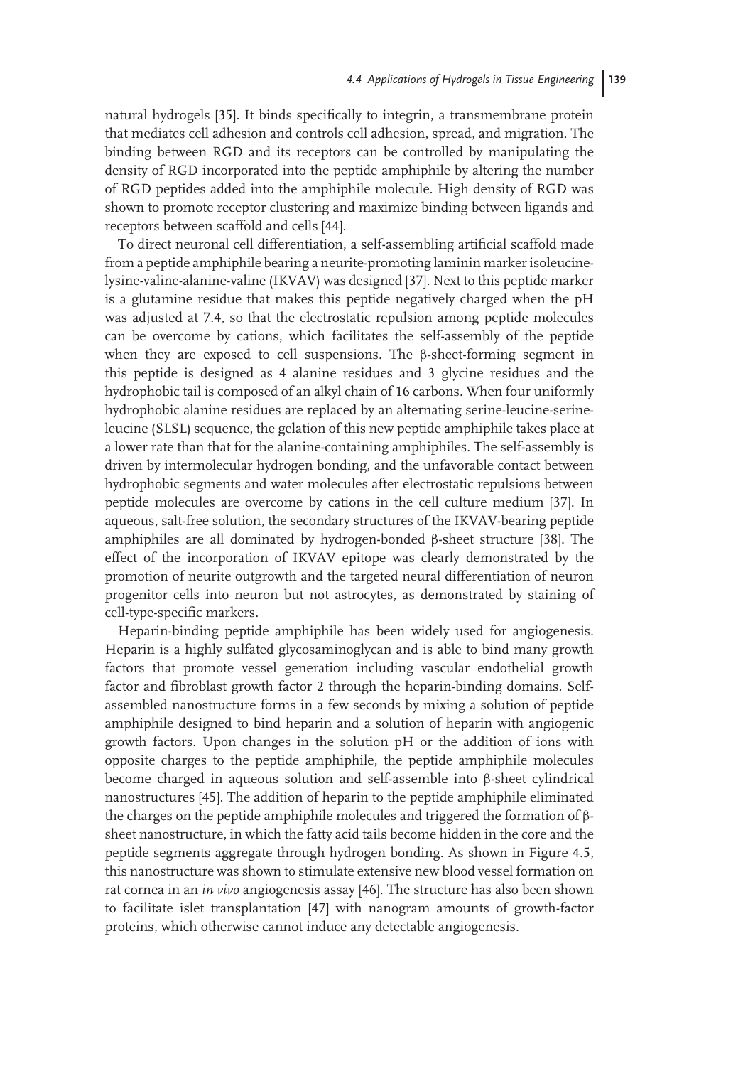natural hydrogels [35]. It binds specifically to integrin, a transmembrane protein that mediates cell adhesion and controls cell adhesion, spread, and migration. The binding between RGD and its receptors can be controlled by manipulating the density of RGD incorporated into the peptide amphiphile by altering the number of RGD peptides added into the amphiphile molecule. High density of RGD was shown to promote receptor clustering and maximize binding between ligands and receptors between scaffold and cells [44].

To direct neuronal cell differentiation, a self-assembling artificial scaffold made from a peptide amphiphile bearing a neurite-promoting laminin marker isoleucine-lysine-valine-alanine-valine (IKVAV) was designed [37]. Next to this peptide marker is a glutamine residue that makes this peptide negatively charged when the pH was adjusted at 7.4, so that the electrostatic repulsion among peptide molecules can be overcome by cations, which facilitates the self-assembly of the peptide when they are exposed to cell suspensions. The β-sheet-forming segment in this peptide is designed as 4 alanine residues and 3 glycine residues and the hydrophobic tail is composed of an alkyl chain of 16 carbons. When four uniformly hydrophobic alanine residues are replaced by an alternating serine-leucine-serine-leucine (SLSL) sequence, the gelation of this new peptide amphiphile takes place at a lower rate than that for the alanine-containing amphiphiles. The self-assembly is driven by intermolecular hydrogen bonding, and the unfavorable contact between hydrophobic segments and water molecules after electrostatic repulsions between peptide molecules are overcome by cations in the cell culture medium [37]. In aqueous, salt-free solution, the secondary structures of the IKVAV-bearing peptide amphiphiles are all dominated by hydrogen-bonded β-sheet structure [38]. The effect of the incorporation of IKVAV epitope was clearly demonstrated by the promotion of neurite outgrowth and the targeted neural differentiation of neuron progenitor cells into neuron but not astrocytes, as demonstrated by staining of cell-type-specific markers.

Heparin-binding peptide amphiphile has been widely used for angiogenesis. Heparin is a highly sulfated glycosaminoglycan and is able to bind many growth factors that promote vessel generation including vascular endothelial growth factor and fibroblast growth factor 2 through the heparin-binding domains. Self-assembled nanostructure forms in a few seconds by mixing a solution of peptide amphiphile designed to bind heparin and a solution of heparin with angiogenic growth factors. Upon changes in the solution pH or the addition of ions with opposite charges to the peptide amphiphile, the peptide amphiphile molecules become charged in aqueous solution and self-assemble into β-sheet cylindrical nanostructures [45]. The addition of heparin to the peptide amphiphile eliminated the charges on the peptide amphiphile molecules and triggered the formation of β-sheet nanostructure, in which the fatty acid tails become hidden in the core and the peptide segments aggregate through hydrogen bonding. As shown in Figure 4.5, this nanostructure was shown to stimulate extensive new blood vessel formation on rat cornea in an *in vivo* angiogenesis assay [46]. The structure has also been shown to facilitate islet transplantation [47] with nanogram amounts of growth-factor proteins, which otherwise cannot induce any detectable angiogenesis.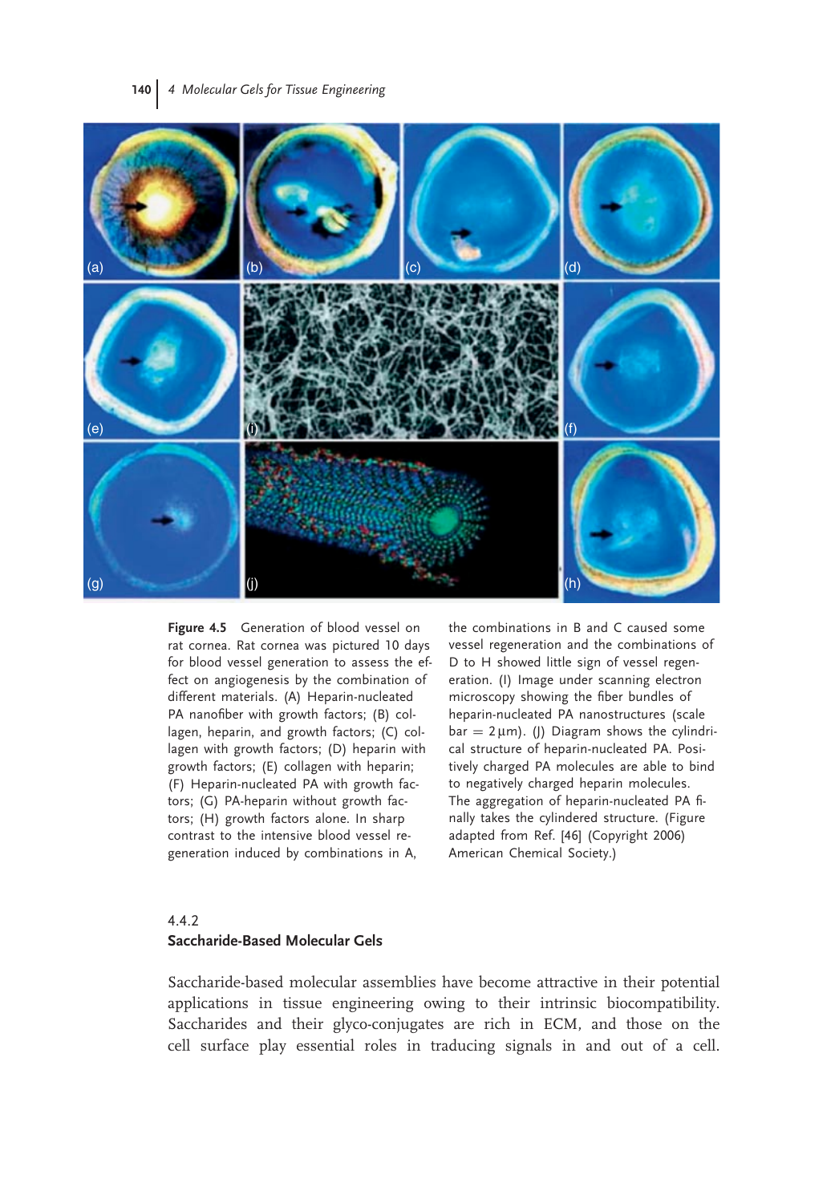**Figure 4.5** Generation of blood vessel on rat cornea. Rat cornea was pictured 10 days for blood vessel generation to assess the effect on angiogenesis by the combination of different materials. (A) Heparin-nucleated PA nanofiber with growth factors; (B) collagen, heparin, and growth factors; (C) collagen with growth factors; (D) heparin with growth factors; (E) collagen with heparin; (F) Heparin-nucleated PA with growth factors; (G) PA-heparin without growth factors; (H) growth factors alone. In sharp contrast to the intensive blood vessel regeneration induced by combinations in A, the combinations in B and C caused some vessel regeneration and the combinations of D to H showed little sign of vessel regeneration. (I) Image under scanning electron microscopy showing the fiber bundles of heparin-nucleated PA nanostructures (scale bar = 2 μm). (J) Diagram shows the cylindrical structure of heparin-nucleated PA. Positively charged PA molecules are able to bind to negatively charged heparin molecules. The aggregation of heparin-nucleated PA finally takes the cylindered structure. (Figure adapted from Ref. [46] (Copyright 2006) American Chemical Society.)

### 4.4.2
### Saccharide-Based Molecular Gels

Saccharide-based molecular assemblies have become attractive in their potential applications in tissue engineering owing to their intrinsic biocompatibility. Saccharides and their glyco-conjugates are rich in ECM, and those on the cell surface play essential roles in traducing signals in and out of a cell.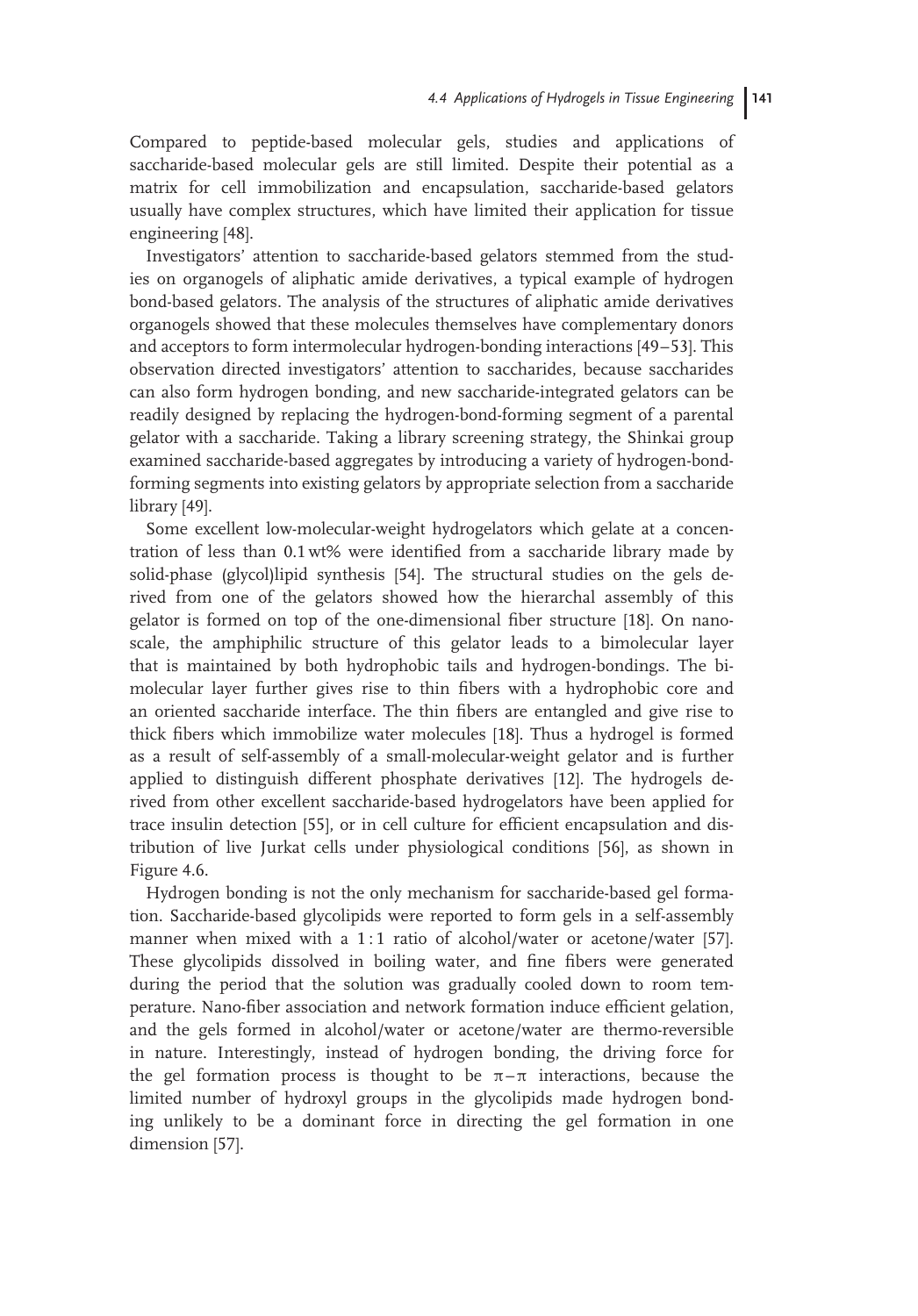Compared to peptide-based molecular gels, studies and applications of saccharide-based molecular gels are still limited. Despite their potential as a matrix for cell immobilization and encapsulation, saccharide-based gelators usually have complex structures, which have limited their application for tissue engineering [48].

Investigators' attention to saccharide-based gelators stemmed from the studies on organogels of aliphatic amide derivatives, a typical example of hydrogen bond-based gelators. The analysis of the structures of aliphatic amide derivatives organogels showed that these molecules themselves have complementary donors and acceptors to form intermolecular hydrogen-bonding interactions [49–53]. This observation directed investigators' attention to saccharides, because saccharides can also form hydrogen bonding, and new saccharide-integrated gelators can be readily designed by replacing the hydrogen-bond-forming segment of a parental gelator with a saccharide. Taking a library screening strategy, the Shinkai group examined saccharide-based aggregates by introducing a variety of hydrogen-bond-forming segments into existing gelators by appropriate selection from a saccharide library [49].

Some excellent low-molecular-weight hydrogelators which gelate at a concentration of less than 0.1 wt% were identified from a saccharide library made by solid-phase (glycol)lipid synthesis [54]. The structural studies on the gels derived from one of the gelators showed how the hierarchal assembly of this gelator is formed on top of the one-dimensional fiber structure [18]. On nanoscale, the amphiphilic structure of this gelator leads to a bimolecular layer that is maintained by both hydrophobic tails and hydrogen-bondings. The bimolecular layer further gives rise to thin fibers with a hydrophobic core and an oriented saccharide interface. The thin fibers are entangled and give rise to thick fibers which immobilize water molecules [18]. Thus a hydrogel is formed as a result of self-assembly of a small-molecular-weight gelator and is further applied to distinguish different phosphate derivatives [12]. The hydrogels derived from other excellent saccharide-based hydrogelators have been applied for trace insulin detection [55], or in cell culture for efficient encapsulation and distribution of live Jurkat cells under physiological conditions [56], as shown in Figure 4.6.

Hydrogen bonding is not the only mechanism for saccharide-based gel formation. Saccharide-based glycolipids were reported to form gels in a self-assembly manner when mixed with a 1 : 1 ratio of alcohol/water or acetone/water [57]. These glycolipids dissolved in boiling water, and fine fibers were generated during the period that the solution was gradually cooled down to room temperature. Nano-fiber association and network formation induce efficient gelation, and the gels formed in alcohol/water or acetone/water are thermo-reversible in nature. Interestingly, instead of hydrogen bonding, the driving force for the gel formation process is thought to be $\pi$–$\pi$ interactions, because the limited number of hydroxyl groups in the glycolipids made hydrogen bonding unlikely to be a dominant force in directing the gel formation in one dimension [57].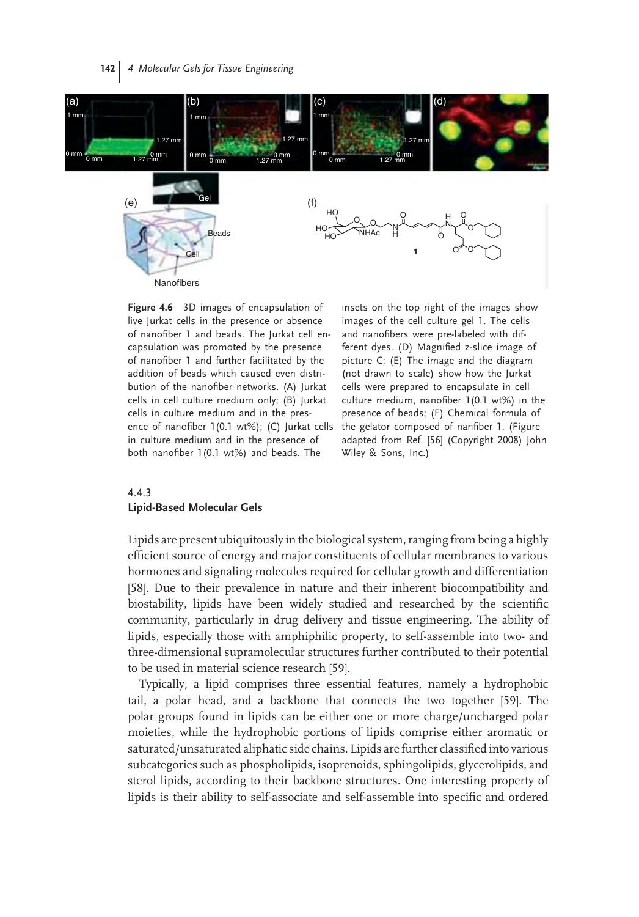**Figure 4.6** 3D images of encapsulation of live Jurkat cells in the presence or absence of nanofiber 1 and beads. The Jurkat cell encapsulation was promoted by the presence of nanofiber 1 and further facilitated by the addition of beads which caused even distribution of the nanofiber networks. (A) Jurkat cells in cell culture medium only; (B) Jurkat cells in culture medium and in the presence of nanofiber 1(0.1 wt%); (C) Jurkat cells in culture medium and in the presence of both nanofiber 1(0.1 wt%) and beads. The insets on the top right of the images show images of the cell culture gel 1. The cells and nanofibers were pre-labeled with different dyes. (D) Magnified z-slice image of picture C; (E) The image and the diagram (not drawn to scale) show how the Jurkat cells were prepared to encapsulate in cell culture medium, nanofiber 1(0.1 wt%) in the presence of beads; (F) Chemical formula of the gelator composed of nanfiber 1. (Figure adapted from Ref. [56] (Copyright 2008) John Wiley & Sons, Inc.)

### 4.4.3
### Lipid-Based Molecular Gels

Lipids are present ubiquitously in the biological system, ranging from being a highly efficient source of energy and major constituents of cellular membranes to various hormones and signaling molecules required for cellular growth and differentiation [58]. Due to their prevalence in nature and their inherent biocompatibility and biostability, lipids have been widely studied and researched by the scientific community, particularly in drug delivery and tissue engineering. The ability of lipids, especially those with amphiphilic property, to self-assemble into two- and three-dimensional supramolecular structures further contributed to their potential to be used in material science research [59].

Typically, a lipid comprises three essential features, namely a hydrophobic tail, a polar head, and a backbone that connects the two together [59]. The polar groups found in lipids can be either one or more charge/uncharged polar moieties, while the hydrophobic portions of lipids comprise either aromatic or saturated/unsaturated aliphatic side chains. Lipids are further classified into various subcategories such as phospholipids, isoprenoids, sphingolipids, glycerolipids, and sterol lipids, according to their backbone structures. One interesting property of lipids is their ability to self-associate and self-assemble into specific and ordered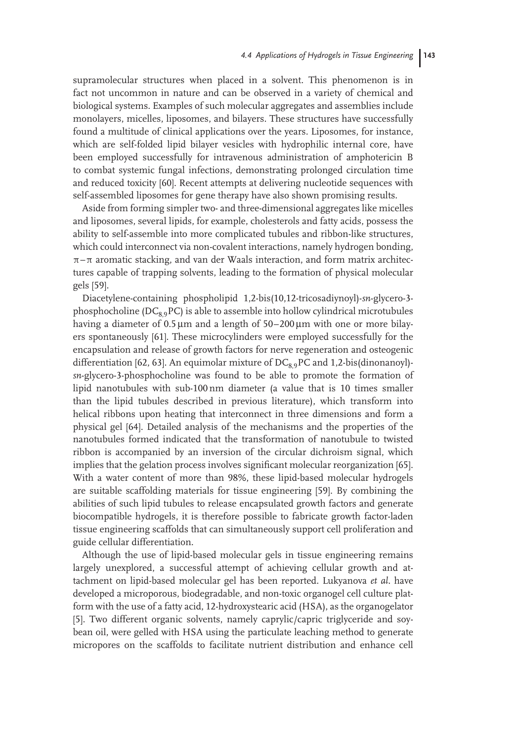supramolecular structures when placed in a solvent. This phenomenon is in fact not uncommon in nature and can be observed in a variety of chemical and biological systems. Examples of such molecular aggregates and assemblies include monolayers, micelles, liposomes, and bilayers. These structures have successfully found a multitude of clinical applications over the years. Liposomes, for instance, which are self-folded lipid bilayer vesicles with hydrophilic internal core, have been employed successfully for intravenous administration of amphotericin B to combat systemic fungal infections, demonstrating prolonged circulation time and reduced toxicity [60]. Recent attempts at delivering nucleotide sequences with self-assembled liposomes for gene therapy have also shown promising results.

Aside from forming simpler two- and three-dimensional aggregates like micelles and liposomes, several lipids, for example, cholesterols and fatty acids, possess the ability to self-assemble into more complicated tubules and ribbon-like structures, which could interconnect via non-covalent interactions, namely hydrogen bonding, $\pi-\pi$ aromatic stacking, and van der Waals interaction, and form matrix architectures capable of trapping solvents, leading to the formation of physical molecular gels [59].

Diacetylene-containing phospholipid 1,2-bis(10,12-tricosadiynoyl)-*sn*-glycero-3-phosphocholine ($DC_{8,9}PC$) is able to assemble into hollow cylindrical microtubules having a diameter of 0.5 μm and a length of 50–200 μm with one or more bilayers spontaneously [61]. These microcylinders were employed successfully for the encapsulation and release of growth factors for nerve regeneration and osteogenic differentiation [62, 63]. An equimolar mixture of $DC_{8,9}PC$ and 1,2-bis(dinonanoyl)-*sn*-glycero-3-phosphocholine was found to be able to promote the formation of lipid nanotubules with sub-100 nm diameter (a value that is 10 times smaller than the lipid tubules described in previous literature), which transform into helical ribbons upon heating that interconnect in three dimensions and form a physical gel [64]. Detailed analysis of the mechanisms and the properties of the nanotubules formed indicated that the transformation of nanotubule to twisted ribbon is accompanied by an inversion of the circular dichroism signal, which implies that the gelation process involves significant molecular reorganization [65]. With a water content of more than 98%, these lipid-based molecular hydrogels are suitable scaffolding materials for tissue engineering [59]. By combining the abilities of such lipid tubules to release encapsulated growth factors and generate biocompatible hydrogels, it is therefore possible to fabricate growth factor-laden tissue engineering scaffolds that can simultaneously support cell proliferation and guide cellular differentiation.

Although the use of lipid-based molecular gels in tissue engineering remains largely unexplored, a successful attempt of achieving cellular growth and attachment on lipid-based molecular gel has been reported. Lukyanova *et al*. have developed a microporous, biodegradable, and non-toxic organogel cell culture platform with the use of a fatty acid, 12-hydroxystearic acid (HSA), as the organogelator [5]. Two different organic solvents, namely caprylic/capric triglyceride and soybean oil, were gelled with HSA using the particulate leaching method to generate micropores on the scaffolds to facilitate nutrient distribution and enhance cell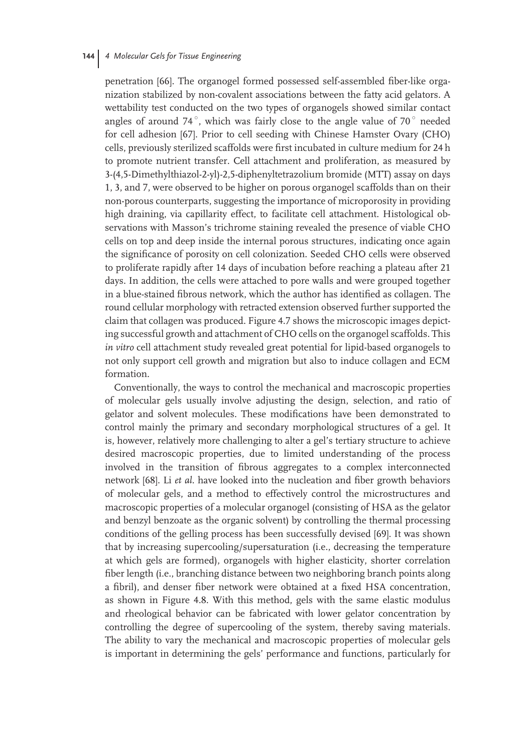penetration [66]. The organogel formed possessed self-assembled fiber-like organization stabilized by non-covalent associations between the fatty acid gelators. A wettability test conducted on the two types of organogels showed similar contact angles of around 74°, which was fairly close to the angle value of 70° needed for cell adhesion [67]. Prior to cell seeding with Chinese Hamster Ovary (CHO) cells, previously sterilized scaffolds were first incubated in culture medium for 24 h to promote nutrient transfer. Cell attachment and proliferation, as measured by 3-(4,5-Dimethylthiazol-2-yl)-2,5-diphenyltetrazolium bromide (MTT) assay on days 1, 3, and 7, were observed to be higher on porous organogel scaffolds than on their non-porous counterparts, suggesting the importance of microporosity in providing high draining, via capillarity effect, to facilitate cell attachment. Histological observations with Masson's trichrome staining revealed the presence of viable CHO cells on top and deep inside the internal porous structures, indicating once again the significance of porosity on cell colonization. Seeded CHO cells were observed to proliferate rapidly after 14 days of incubation before reaching a plateau after 21 days. In addition, the cells were attached to pore walls and were grouped together in a blue-stained fibrous network, which the author has identified as collagen. The round cellular morphology with retracted extension observed further supported the claim that collagen was produced. Figure 4.7 shows the microscopic images depicting successful growth and attachment of CHO cells on the organogel scaffolds. This *in vitro* cell attachment study revealed great potential for lipid-based organogels to not only support cell growth and migration but also to induce collagen and ECM formation.

Conventionally, the ways to control the mechanical and macroscopic properties of molecular gels usually involve adjusting the design, selection, and ratio of gelator and solvent molecules. These modifications have been demonstrated to control mainly the primary and secondary morphological structures of a gel. It is, however, relatively more challenging to alter a gel's tertiary structure to achieve desired macroscopic properties, due to limited understanding of the process involved in the transition of fibrous aggregates to a complex interconnected network [68]. Li *et al*. have looked into the nucleation and fiber growth behaviors of molecular gels, and a method to effectively control the microstructures and macroscopic properties of a molecular organogel (consisting of HSA as the gelator and benzyl benzoate as the organic solvent) by controlling the thermal processing conditions of the gelling process has been successfully devised [69]. It was shown that by increasing supercooling/supersaturation (i.e., decreasing the temperature at which gels are formed), organogels with higher elasticity, shorter correlation fiber length (i.e., branching distance between two neighboring branch points along a fibril), and denser fiber network were obtained at a fixed HSA concentration, as shown in Figure 4.8. With this method, gels with the same elastic modulus and rheological behavior can be fabricated with lower gelator concentration by controlling the degree of supercooling of the system, thereby saving materials. The ability to vary the mechanical and macroscopic properties of molecular gels is important in determining the gels' performance and functions, particularly for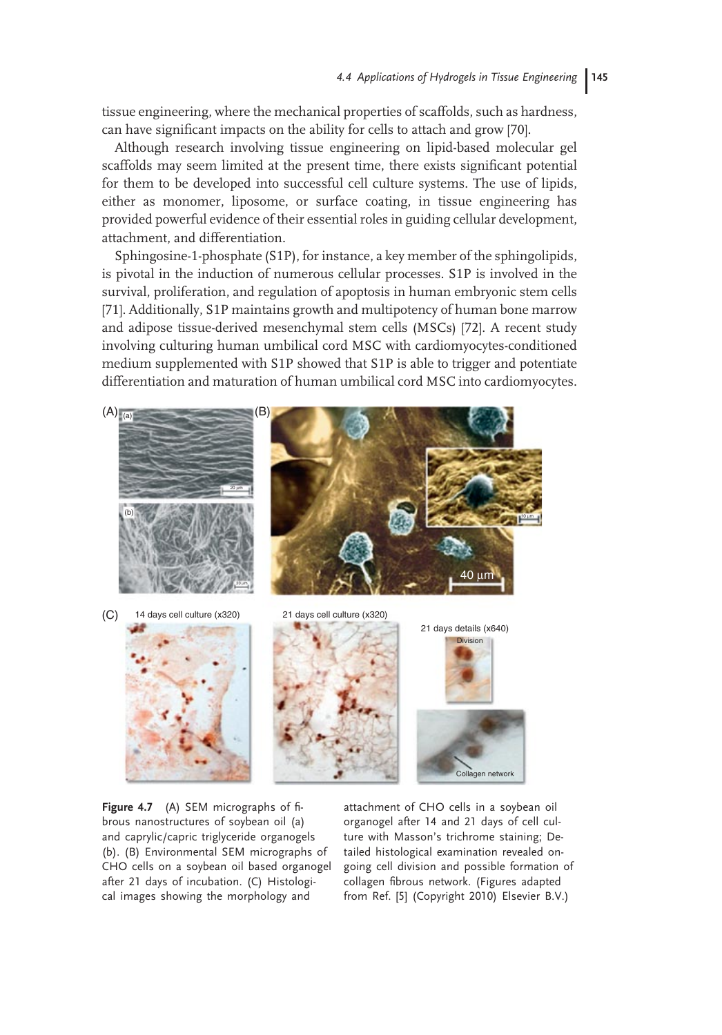tissue engineering, where the mechanical properties of scaffolds, such as hardness, can have significant impacts on the ability for cells to attach and grow [70].

Although research involving tissue engineering on lipid-based molecular gel scaffolds may seem limited at the present time, there exists significant potential for them to be developed into successful cell culture systems. The use of lipids, either as monomer, liposome, or surface coating, in tissue engineering has provided powerful evidence of their essential roles in guiding cellular development, attachment, and differentiation.

Sphingosine-1-phosphate (S1P), for instance, a key member of the sphingolipids, is pivotal in the induction of numerous cellular processes. S1P is involved in the survival, proliferation, and regulation of apoptosis in human embryonic stem cells [71]. Additionally, S1P maintains growth and multipotency of human bone marrow and adipose tissue-derived mesenchymal stem cells (MSCs) [72]. A recent study involving culturing human umbilical cord MSC with cardiomyocytes-conditioned medium supplemented with S1P showed that S1P is able to trigger and potentiate differentiation and maturation of human umbilical cord MSC into cardiomyocytes.

**Figure 4.7** (A) SEM micrographs of fibrous nanostructures of soybean oil (a) and caprylic/capric triglyceride organogels (b). (B) Environmental SEM micrographs of CHO cells on a soybean oil based organogel after 21 days of incubation. (C) Histological images showing the morphology and attachment of CHO cells in a soybean oil organogel after 14 and 21 days of cell culture with Masson's trichrome staining; Detailed histological examination revealed ongoing cell division and possible formation of collagen fibrous network. (Figures adapted from Ref. [5] (Copyright 2010) Elsevier B.V.)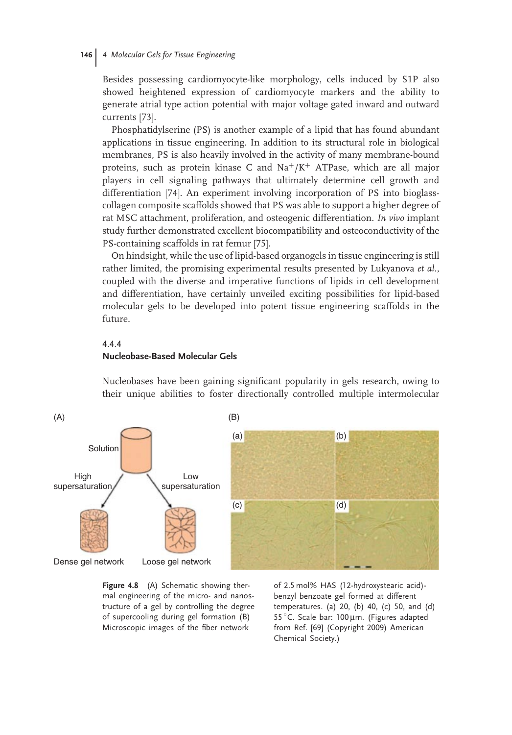Besides possessing cardiomyocyte-like morphology, cells induced by S1P also showed heightened expression of cardiomyocyte markers and the ability to generate atrial type action potential with major voltage gated inward and outward currents [73].

Phosphatidylserine (PS) is another example of a lipid that has found abundant applications in tissue engineering. In addition to its structural role in biological membranes, PS is also heavily involved in the activity of many membrane-bound proteins, such as protein kinase C and $Na^+/K^+$ ATPase, which are all major players in cell signaling pathways that ultimately determine cell growth and differentiation [74]. An experiment involving incorporation of PS into bioglass-collagen composite scaffolds showed that PS was able to support a higher degree of rat MSC attachment, proliferation, and osteogenic differentiation. *In vivo* implant study further demonstrated excellent biocompatibility and osteoconductivity of the PS-containing scaffolds in rat femur [75].

On hindsight, while the use of lipid-based organogels in tissue engineering is still rather limited, the promising experimental results presented by Lukyanova *et al.*, coupled with the diverse and imperative functions of lipids in cell development and differentiation, have certainly unveiled exciting possibilities for lipid-based molecular gels to be developed into potent tissue engineering scaffolds in the future.

### 4.4.4 Nucleobase-Based Molecular Gels

Nucleobases have been gaining significant popularity in gels research, owing to their unique abilities to foster directionally controlled multiple intermolecular

**Figure 4.8** (A) Schematic showing thermal engineering of the micro- and nanostructure of a gel by controlling the degree of supercooling during gel formation (B) Microscopic images of the fiber network of 2.5 mol% HAS (12-hydroxystearic acid)-benzyl benzoate gel formed at different temperatures. (a) 20, (b) 40, (c) 50, and (d) 55 °C. Scale bar: 100 μm. (Figures adapted from Ref. [69] (Copyright 2009) American Chemical Society.)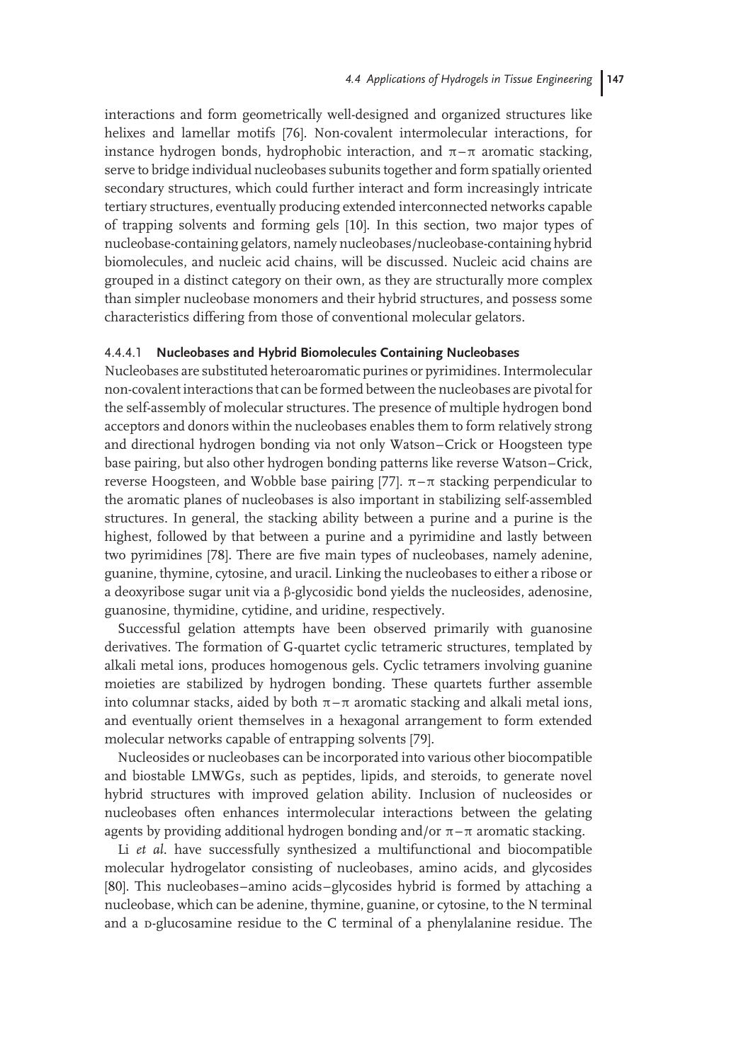interactions and form geometrically well-designed and organized structures like helixes and lamellar motifs [76]. Non-covalent intermolecular interactions, for instance hydrogen bonds, hydrophobic interaction, and π–π aromatic stacking, serve to bridge individual nucleobases subunits together and form spatially oriented secondary structures, which could further interact and form increasingly intricate tertiary structures, eventually producing extended interconnected networks capable of trapping solvents and forming gels [10]. In this section, two major types of nucleobase-containing gelators, namely nucleobases/nucleobase-containing hybrid biomolecules, and nucleic acid chains, will be discussed. Nucleic acid chains are grouped in a distinct category on their own, as they are structurally more complex than simpler nucleobase monomers and their hybrid structures, and possess some characteristics differing from those of conventional molecular gelators.

#### 4.4.4.1 Nucleobases and Hybrid Biomolecules Containing Nucleobases

Nucleobases are substituted heteroaromatic purines or pyrimidines. Intermolecular non-covalent interactions that can be formed between the nucleobases are pivotal for the self-assembly of molecular structures. The presence of multiple hydrogen bond acceptors and donors within the nucleobases enables them to form relatively strong and directional hydrogen bonding via not only Watson–Crick or Hoogsteen type base pairing, but also other hydrogen bonding patterns like reverse Watson–Crick, reverse Hoogsteen, and Wobble base pairing [77]. π–π stacking perpendicular to the aromatic planes of nucleobases is also important in stabilizing self-assembled structures. In general, the stacking ability between a purine and a purine is the highest, followed by that between a purine and a pyrimidine and lastly between two pyrimidines [78]. There are five main types of nucleobases, namely adenine, guanine, thymine, cytosine, and uracil. Linking the nucleobases to either a ribose or a deoxyribose sugar unit via a β-glycosidic bond yields the nucleosides, adenosine, guanosine, thymidine, cytidine, and uridine, respectively.

Successful gelation attempts have been observed primarily with guanosine derivatives. The formation of G-quartet cyclic tetrameric structures, templated by alkali metal ions, produces homogenous gels. Cyclic tetramers involving guanine moieties are stabilized by hydrogen bonding. These quartets further assemble into columnar stacks, aided by both π–π aromatic stacking and alkali metal ions, and eventually orient themselves in a hexagonal arrangement to form extended molecular networks capable of entrapping solvents [79].

Nucleosides or nucleobases can be incorporated into various other biocompatible and biostable LMWGs, such as peptides, lipids, and steroids, to generate novel hybrid structures with improved gelation ability. Inclusion of nucleosides or nucleobases often enhances intermolecular interactions between the gelating agents by providing additional hydrogen bonding and/or π–π aromatic stacking.

Li *et al.* have successfully synthesized a multifunctional and biocompatible molecular hydrogelator consisting of nucleobases, amino acids, and glycosides [80]. This nucleobases–amino acids–glycosides hybrid is formed by attaching a nucleobase, which can be adenine, thymine, guanine, or cytosine, to the N terminal and a D-glucosamine residue to the C terminal of a phenylalanine residue. The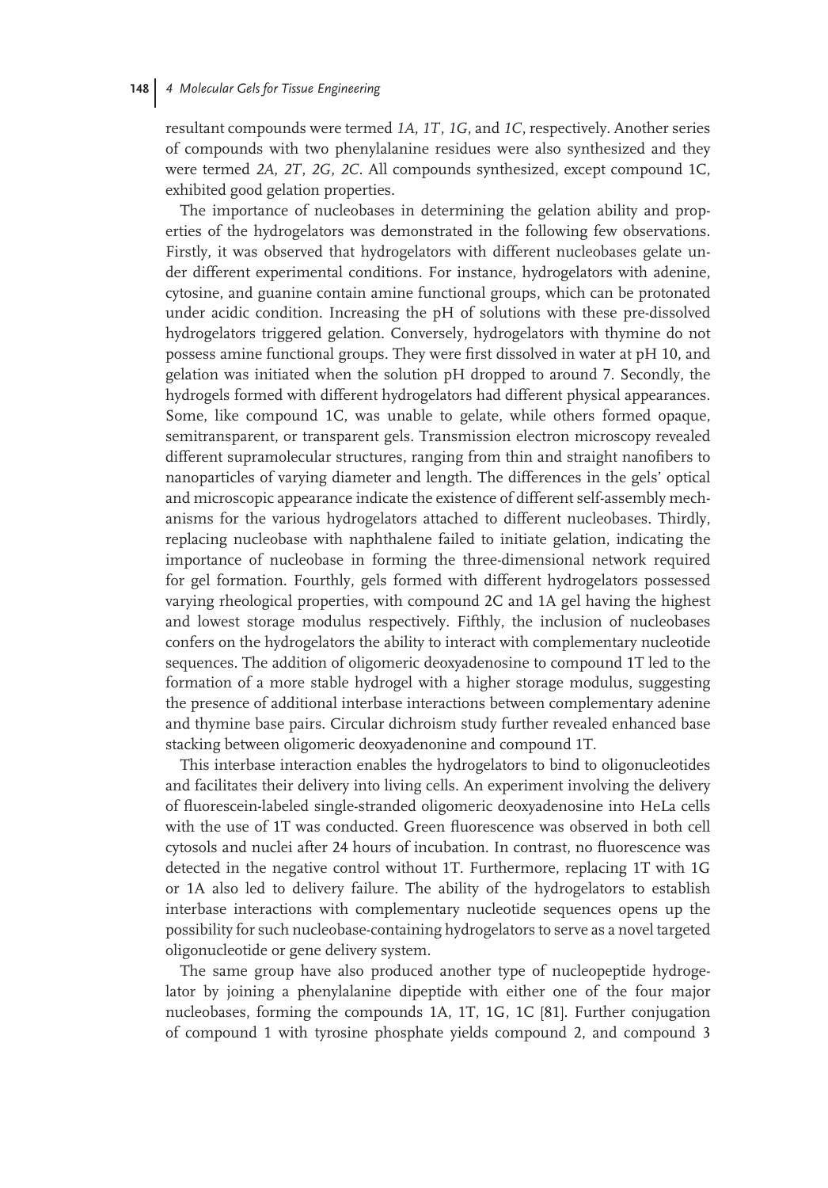resultant compounds were termed *1A*, *1T*, *1G*, and *1C*, respectively. Another series of compounds with two phenylalanine residues were also synthesized and they were termed *2A*, *2T*, *2G*, *2C*. All compounds synthesized, except compound 1C, exhibited good gelation properties.

The importance of nucleobases in determining the gelation ability and properties of the hydrogelators was demonstrated in the following few observations. Firstly, it was observed that hydrogelators with different nucleobases gelate under different experimental conditions. For instance, hydrogelators with adenine, cytosine, and guanine contain amine functional groups, which can be protonated under acidic condition. Increasing the pH of solutions with these pre-dissolved hydrogelators triggered gelation. Conversely, hydrogelators with thymine do not possess amine functional groups. They were first dissolved in water at pH 10, and gelation was initiated when the solution pH dropped to around 7. Secondly, the hydrogels formed with different hydrogelators had different physical appearances. Some, like compound 1C, was unable to gelate, while others formed opaque, semitransparent, or transparent gels. Transmission electron microscopy revealed different supramolecular structures, ranging from thin and straight nanofibers to nanoparticles of varying diameter and length. The differences in the gels' optical and microscopic appearance indicate the existence of different self-assembly mechanisms for the various hydrogelators attached to different nucleobases. Thirdly, replacing nucleobase with naphthalene failed to initiate gelation, indicating the importance of nucleobase in forming the three-dimensional network required for gel formation. Fourthly, gels formed with different hydrogelators possessed varying rheological properties, with compound 2C and 1A gel having the highest and lowest storage modulus respectively. Fifthly, the inclusion of nucleobases confers on the hydrogelators the ability to interact with complementary nucleotide sequences. The addition of oligomeric deoxyadenosine to compound 1T led to the formation of a more stable hydrogel with a higher storage modulus, suggesting the presence of additional interbase interactions between complementary adenine and thymine base pairs. Circular dichroism study further revealed enhanced base stacking between oligomeric deoxyadenonine and compound 1T.

This interbase interaction enables the hydrogelators to bind to oligonucleotides and facilitates their delivery into living cells. An experiment involving the delivery of fluorescein-labeled single-stranded oligomeric deoxyadenosine into HeLa cells with the use of 1T was conducted. Green fluorescence was observed in both cell cytosols and nuclei after 24 hours of incubation. In contrast, no fluorescence was detected in the negative control without 1T. Furthermore, replacing 1T with 1G or 1A also led to delivery failure. The ability of the hydrogelators to establish interbase interactions with complementary nucleotide sequences opens up the possibility for such nucleobase-containing hydrogelators to serve as a novel targeted oligonucleotide or gene delivery system.

The same group have also produced another type of nucleopeptide hydrogelator by joining a phenylalanine dipeptide with either one of the four major nucleobases, forming the compounds 1A, 1T, 1G, 1C [81]. Further conjugation of compound 1 with tyrosine phosphate yields compound 2, and compound 3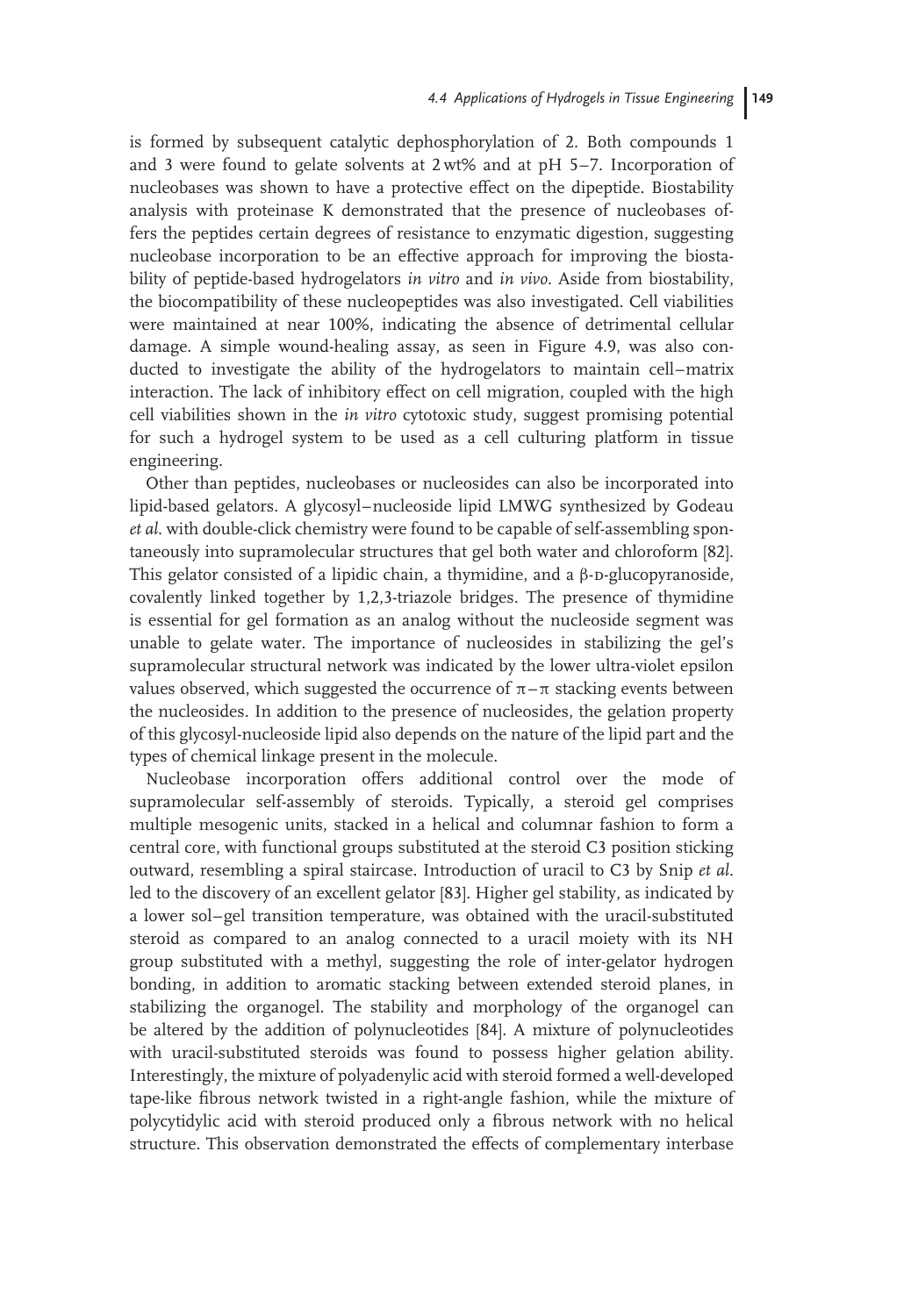is formed by subsequent catalytic dephosphorylation of 2. Both compounds 1 and 3 were found to gelate solvents at 2 wt% and at pH 5–7. Incorporation of nucleobases was shown to have a protective effect on the dipeptide. Biostability analysis with proteinase K demonstrated that the presence of nucleobases offers the peptides certain degrees of resistance to enzymatic digestion, suggesting nucleobase incorporation to be an effective approach for improving the biostability of peptide-based hydrogelators *in vitro* and *in vivo*. Aside from biostability, the biocompatibility of these nucleopeptides was also investigated. Cell viabilities were maintained at near 100%, indicating the absence of detrimental cellular damage. A simple wound-healing assay, as seen in Figure 4.9, was also conducted to investigate the ability of the hydrogelators to maintain cell–matrix interaction. The lack of inhibitory effect on cell migration, coupled with the high cell viabilities shown in the *in vitro* cytotoxic study, suggest promising potential for such a hydrogel system to be used as a cell culturing platform in tissue engineering.

Other than peptides, nucleobases or nucleosides can also be incorporated into lipid-based gelators. A glycosyl–nucleoside lipid LMWG synthesized by Godeau *et al*. with double-click chemistry were found to be capable of self-assembling spontaneously into supramolecular structures that gel both water and chloroform [82]. This gelator consisted of a lipidic chain, a thymidine, and a β-D-glucopyranoside, covalently linked together by 1,2,3-triazole bridges. The presence of thymidine is essential for gel formation as an analog without the nucleoside segment was unable to gelate water. The importance of nucleosides in stabilizing the gel's supramolecular structural network was indicated by the lower ultra-violet epsilon values observed, which suggested the occurrence of $\pi-\pi$ stacking events between the nucleosides. In addition to the presence of nucleosides, the gelation property of this glycosyl-nucleoside lipid also depends on the nature of the lipid part and the types of chemical linkage present in the molecule.

Nucleobase incorporation offers additional control over the mode of supramolecular self-assembly of steroids. Typically, a steroid gel comprises multiple mesogenic units, stacked in a helical and columnar fashion to form a central core, with functional groups substituted at the steroid C3 position sticking outward, resembling a spiral staircase. Introduction of uracil to C3 by Snip *et al*. led to the discovery of an excellent gelator [83]. Higher gel stability, as indicated by a lower sol–gel transition temperature, was obtained with the uracil-substituted steroid as compared to an analog connected to a uracil moiety with its NH group substituted with a methyl, suggesting the role of inter-gelator hydrogen bonding, in addition to aromatic stacking between extended steroid planes, in stabilizing the organogel. The stability and morphology of the organogel can be altered by the addition of polynucleotides [84]. A mixture of polynucleotides with uracil-substituted steroids was found to possess higher gelation ability. Interestingly, the mixture of polyadenylic acid with steroid formed a well-developed tape-like fibrous network twisted in a right-angle fashion, while the mixture of polycytidylic acid with steroid produced only a fibrous network with no helical structure. This observation demonstrated the effects of complementary interbase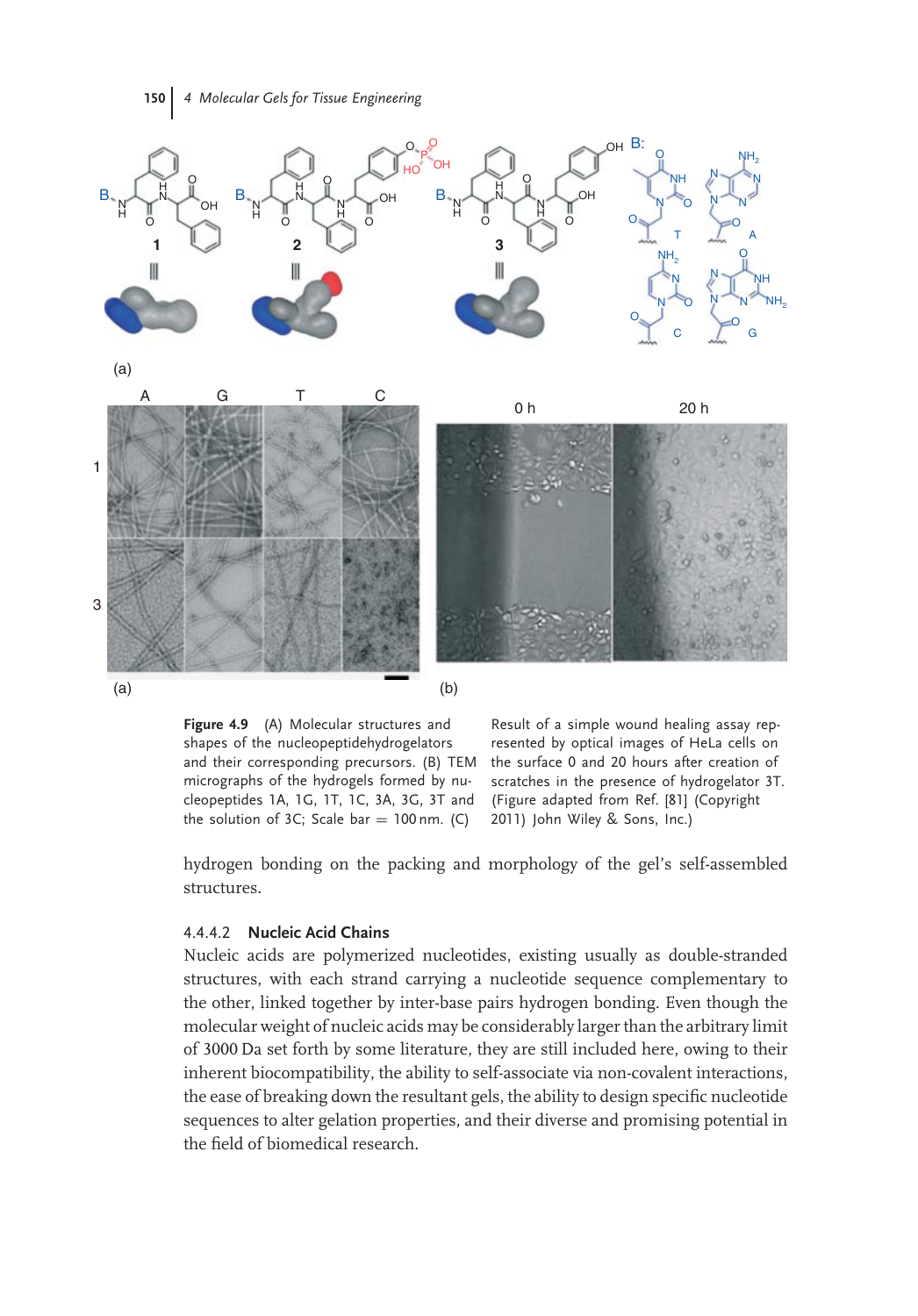**Figure 4.9** (A) Molecular structures and shapes of the nucleopeptidehydrogelators and their corresponding precursors. (B) TEM micrographs of the hydrogels formed by nucleopeptides 1A, 1G, 1T, 1C, 3A, 3G, 3T and the solution of 3C; Scale bar = 100 nm. (C) Result of a simple wound healing assay represented by optical images of HeLa cells on the surface 0 and 20 hours after creation of scratches in the presence of hydrogelator 3T. (Figure adapted from Ref. [81] (Copyright 2011) John Wiley & Sons, Inc.)

hydrogen bonding on the packing and morphology of the gel's self-assembled structures.

#### 4.4.4.2 Nucleic Acid Chains

Nucleic acids are polymerized nucleotides, existing usually as double-stranded structures, with each strand carrying a nucleotide sequence complementary to the other, linked together by inter-base pairs hydrogen bonding. Even though the molecular weight of nucleic acids may be considerably larger than the arbitrary limit of 3000 Da set forth by some literature, they are still included here, owing to their inherent biocompatibility, the ability to self-associate via non-covalent interactions, the ease of breaking down the resultant gels, the ability to design specific nucleotide sequences to alter gelation properties, and their diverse and promising potential in the field of biomedical research.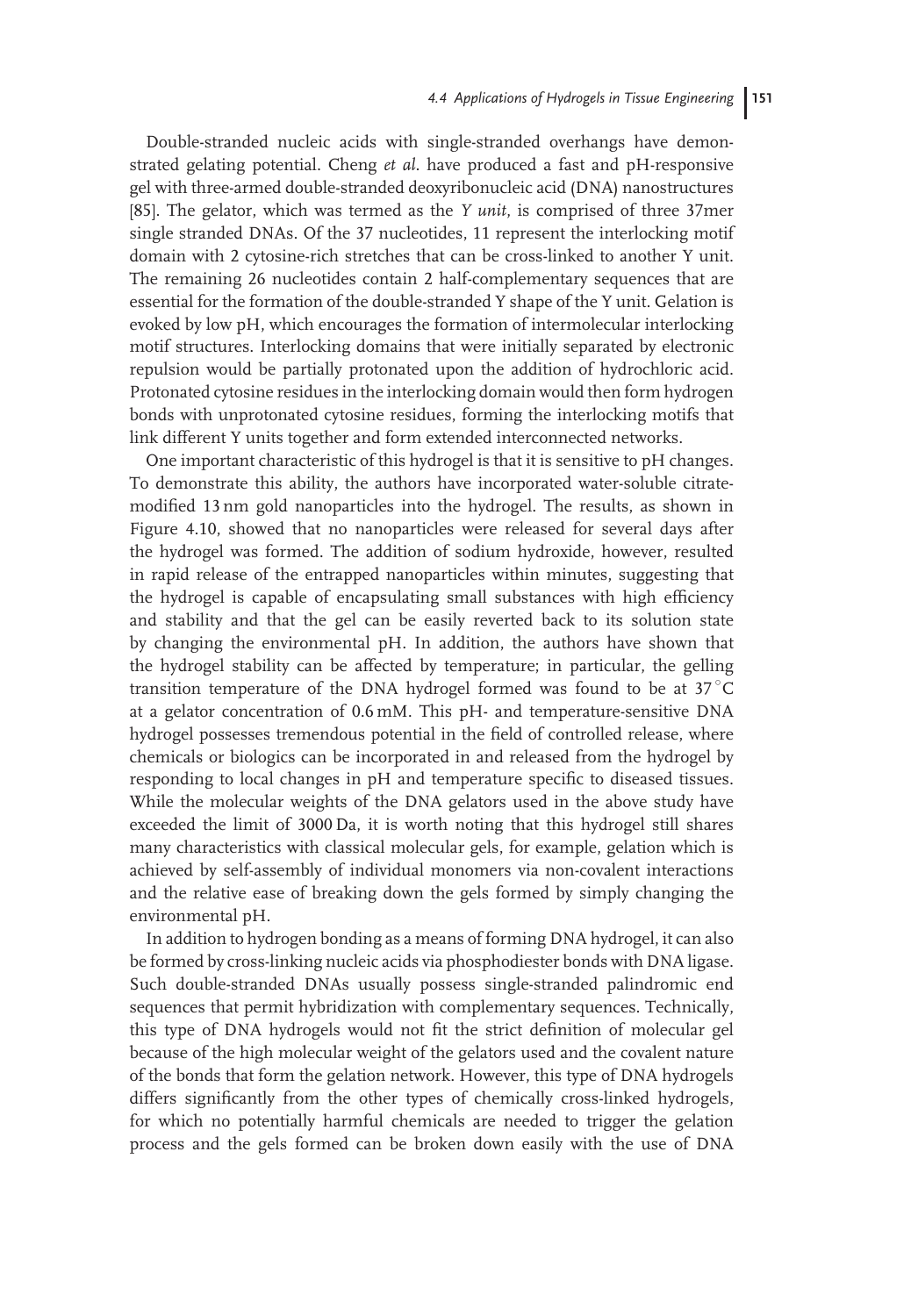Double-stranded nucleic acids with single-stranded overhangs have demonstrated gelating potential. Cheng *et al*. have produced a fast and pH-responsive gel with three-armed double-stranded deoxyribonucleic acid (DNA) nanostructures [85]. The gelator, which was termed as the *Y unit*, is comprised of three 37mer single stranded DNAs. Of the 37 nucleotides, 11 represent the interlocking motif domain with 2 cytosine-rich stretches that can be cross-linked to another Y unit. The remaining 26 nucleotides contain 2 half-complementary sequences that are essential for the formation of the double-stranded Y shape of the Y unit. Gelation is evoked by low pH, which encourages the formation of intermolecular interlocking motif structures. Interlocking domains that were initially separated by electronic repulsion would be partially protonated upon the addition of hydrochloric acid. Protonated cytosine residues in the interlocking domain would then form hydrogen bonds with unprotonated cytosine residues, forming the interlocking motifs that link different Y units together and form extended interconnected networks.

One important characteristic of this hydrogel is that it is sensitive to pH changes. To demonstrate this ability, the authors have incorporated water-soluble citrate-modified 13 nm gold nanoparticles into the hydrogel. The results, as shown in Figure 4.10, showed that no nanoparticles were released for several days after the hydrogel was formed. The addition of sodium hydroxide, however, resulted in rapid release of the entrapped nanoparticles within minutes, suggesting that the hydrogel is capable of encapsulating small substances with high efficiency and stability and that the gel can be easily reverted back to its solution state by changing the environmental pH. In addition, the authors have shown that the hydrogel stability can be affected by temperature; in particular, the gelling transition temperature of the DNA hydrogel formed was found to be at 37 °C at a gelator concentration of 0.6 mM. This pH- and temperature-sensitive DNA hydrogel possesses tremendous potential in the field of controlled release, where chemicals or biologics can be incorporated in and released from the hydrogel by responding to local changes in pH and temperature specific to diseased tissues. While the molecular weights of the DNA gelators used in the above study have exceeded the limit of 3000 Da, it is worth noting that this hydrogel still shares many characteristics with classical molecular gels, for example, gelation which is achieved by self-assembly of individual monomers via non-covalent interactions and the relative ease of breaking down the gels formed by simply changing the environmental pH.

In addition to hydrogen bonding as a means of forming DNA hydrogel, it can also be formed by cross-linking nucleic acids via phosphodiester bonds with DNA ligase. Such double-stranded DNAs usually possess single-stranded palindromic end sequences that permit hybridization with complementary sequences. Technically, this type of DNA hydrogels would not fit the strict definition of molecular gel because of the high molecular weight of the gelators used and the covalent nature of the bonds that form the gelation network. However, this type of DNA hydrogels differs significantly from the other types of chemically cross-linked hydrogels, for which no potentially harmful chemicals are needed to trigger the gelation process and the gels formed can be broken down easily with the use of DNA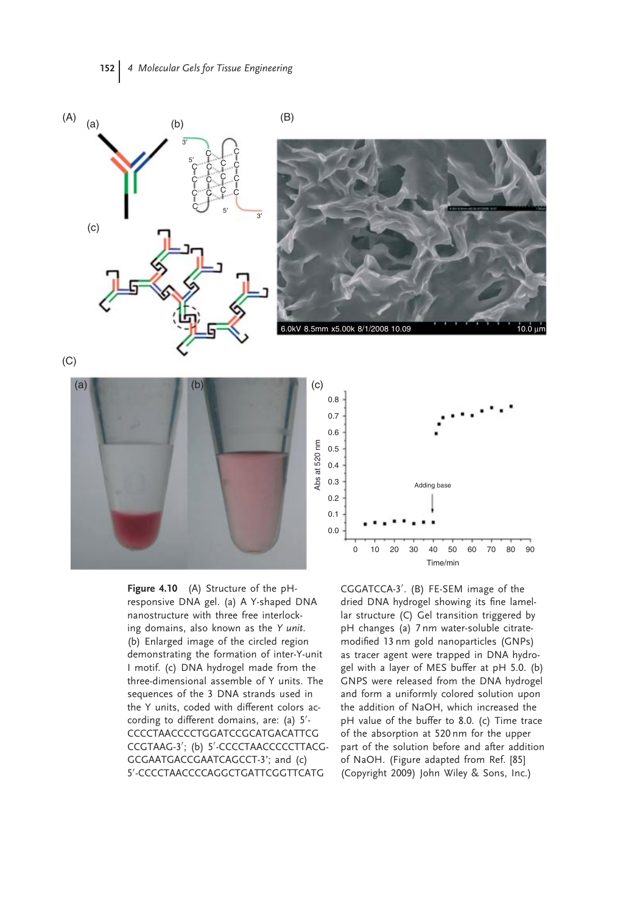**Figure 4.10** (A) Structure of the pH-responsive DNA gel. (a) A Y-shaped DNA nanostructure with three free interlocking domains, also known as the *Y unit*. (b) Enlarged image of the circled region demonstrating the formation of inter-Y-unit I motif. (c) DNA hydrogel made from the three-dimensional assemble of Y units. The sequences of the 3 DNA strands used in the Y units, coded with different colors according to different domains, are: (a) 5′-CCCCTAACCCCTGGATCCGCATGACATTCG CCGTAAG-3′; (b) 5′-CCCCTAACCCCCTTACG-GCGAATGACCGAATCAGCCT-3′; and (c) 5′-CCCCTAACCCCAGGCTGATTCGGTTCATG CGGATCCA-3′. (B) FE-SEM image of the dried DNA hydrogel showing its fine lamellar structure (C) Gel transition triggered by pH changes (a) 7 nm water-soluble citrate-modified 13 nm gold nanoparticles (GNPs) as tracer agent were trapped in DNA hydrogel with a layer of MES buffer at pH 5.0. (b) GNPS were released from the DNA hydrogel and form a uniformly colored solution upon the addition of NaOH, which increased the pH value of the buffer to 8.0. (c) Time trace of the absorption at 520 nm for the upper part of the solution before and after addition of NaOH. (Figure adapted from Ref. [85] (Copyright 2009) John Wiley & Sons, Inc.)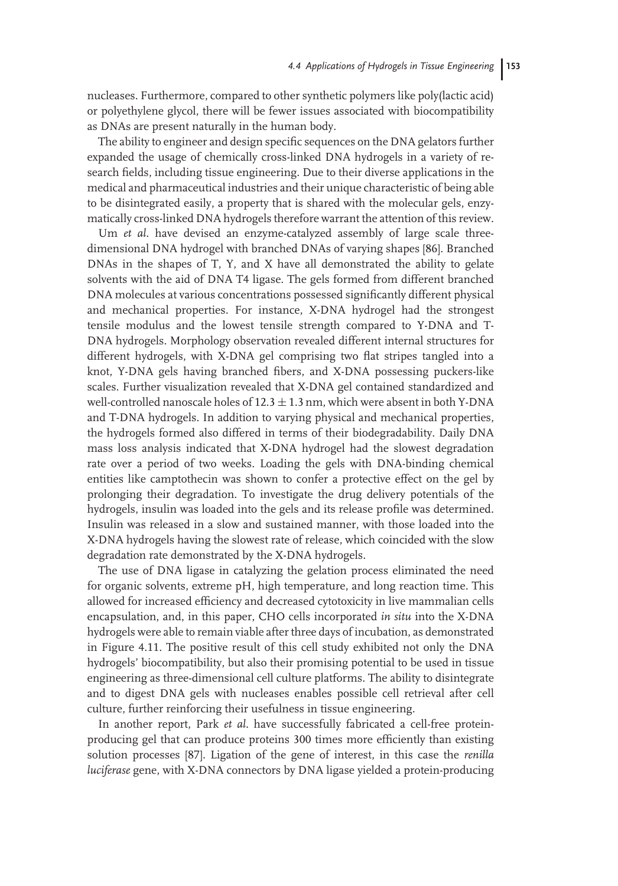nucleases. Furthermore, compared to other synthetic polymers like poly(lactic acid) or polyethylene glycol, there will be fewer issues associated with biocompatibility as DNAs are present naturally in the human body.

The ability to engineer and design specific sequences on the DNA gelators further expanded the usage of chemically cross-linked DNA hydrogels in a variety of research fields, including tissue engineering. Due to their diverse applications in the medical and pharmaceutical industries and their unique characteristic of being able to be disintegrated easily, a property that is shared with the molecular gels, enzymatically cross-linked DNA hydrogels therefore warrant the attention of this review.

Um *et al.* have devised an enzyme-catalyzed assembly of large scale three-dimensional DNA hydrogel with branched DNAs of varying shapes [86]. Branched DNAs in the shapes of T, Y, and X have all demonstrated the ability to gelate solvents with the aid of DNA T4 ligase. The gels formed from different branched DNA molecules at various concentrations possessed significantly different physical and mechanical properties. For instance, X-DNA hydrogel had the strongest tensile modulus and the lowest tensile strength compared to Y-DNA and T-DNA hydrogels. Morphology observation revealed different internal structures for different hydrogels, with X-DNA gel comprising two flat stripes tangled into a knot, Y-DNA gels having branched fibers, and X-DNA possessing puckers-like scales. Further visualization revealed that X-DNA gel contained standardized and well-controlled nanoscale holes of $12.3 \pm 1.3$ nm, which were absent in both Y-DNA and T-DNA hydrogels. In addition to varying physical and mechanical properties, the hydrogels formed also differed in terms of their biodegradability. Daily DNA mass loss analysis indicated that X-DNA hydrogel had the slowest degradation rate over a period of two weeks. Loading the gels with DNA-binding chemical entities like camptothecin was shown to confer a protective effect on the gel by prolonging their degradation. To investigate the drug delivery potentials of the hydrogels, insulin was loaded into the gels and its release profile was determined. Insulin was released in a slow and sustained manner, with those loaded into the X-DNA hydrogels having the slowest rate of release, which coincided with the slow degradation rate demonstrated by the X-DNA hydrogels.

The use of DNA ligase in catalyzing the gelation process eliminated the need for organic solvents, extreme pH, high temperature, and long reaction time. This allowed for increased efficiency and decreased cytotoxicity in live mammalian cells encapsulation, and, in this paper, CHO cells incorporated *in situ* into the X-DNA hydrogels were able to remain viable after three days of incubation, as demonstrated in Figure 4.11. The positive result of this cell study exhibited not only the DNA hydrogels' biocompatibility, but also their promising potential to be used in tissue engineering as three-dimensional cell culture platforms. The ability to disintegrate and to digest DNA gels with nucleases enables possible cell retrieval after cell culture, further reinforcing their usefulness in tissue engineering.

In another report, Park *et al.* have successfully fabricated a cell-free protein-producing gel that can produce proteins 300 times more efficiently than existing solution processes [87]. Ligation of the gene of interest, in this case the *renilla luciferase* gene, with X-DNA connectors by DNA ligase yielded a protein-producing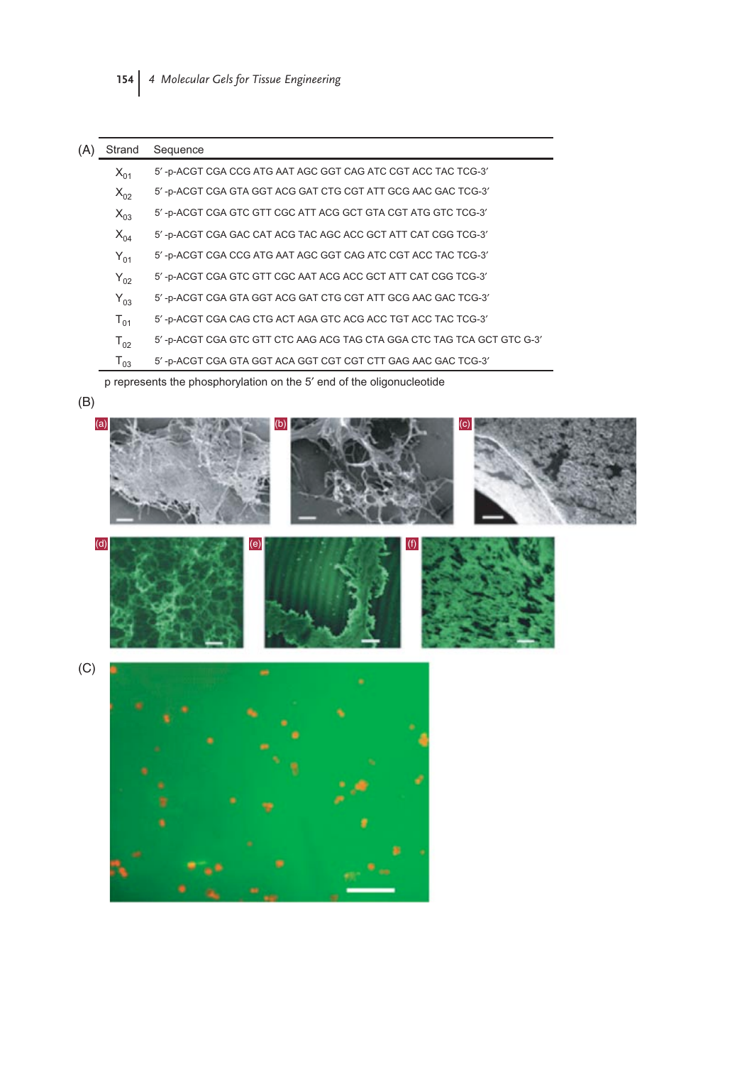(A)

| Strand | Sequence |
|---|---|
| $X_{01}$ | 5′-p-ACGT CGA CCG ATG AAT AGC GGT CAG ATC CGT ACC TAC TCG-3′ |
| $X_{02}$ | 5′-p-ACGT CGA GTA GGT ACG GAT CTG CGT ATT GCG AAC GAC TCG-3′ |
| $X_{03}$ | 5′-p-ACGT CGA GTC GTT CGC ATT ACG GCT GTA CGT ATG GTC TCG-3′ |
| $X_{04}$ | 5′-p-ACGT CGA GAC CAT ACG TAC AGC ACC GCT ATT CAT CGG TCG-3′ |
| $Y_{01}$ | 5′-p-ACGT CGA CCG ATG AAT AGC GGT CAG ATC CGT ACC TAC TCG-3′ |
| $Y_{02}$ | 5′-p-ACGT CGA GTC GTT CGC AAT ACG ACC GCT ATT CAT CGG TCG-3′ |
| $Y_{03}$ | 5′-p-ACGT CGA GTA GGT ACG GAT CTG CGT ATT GCG AAC GAC TCG-3′ |
| $T_{01}$ | 5′-p-ACGT CGA CAG CTG ACT AGA GTC ACG ACC TGT ACC TAC TCG-3′ |
| $T_{02}$ | 5′-p-ACGT CGA GTC GTT CTC AAG ACG TAG CTA GGA CTC TAG TCA GCT GTC G-3′ |
| $T_{03}$ | 5′-p-ACGT CGA GTA GGT ACA GGT CGT CGT CTT GAG AAC GAC TCG-3′ |

p represents the phosphorylation on the 5′ end of the oligonucleotide

(B)

(C)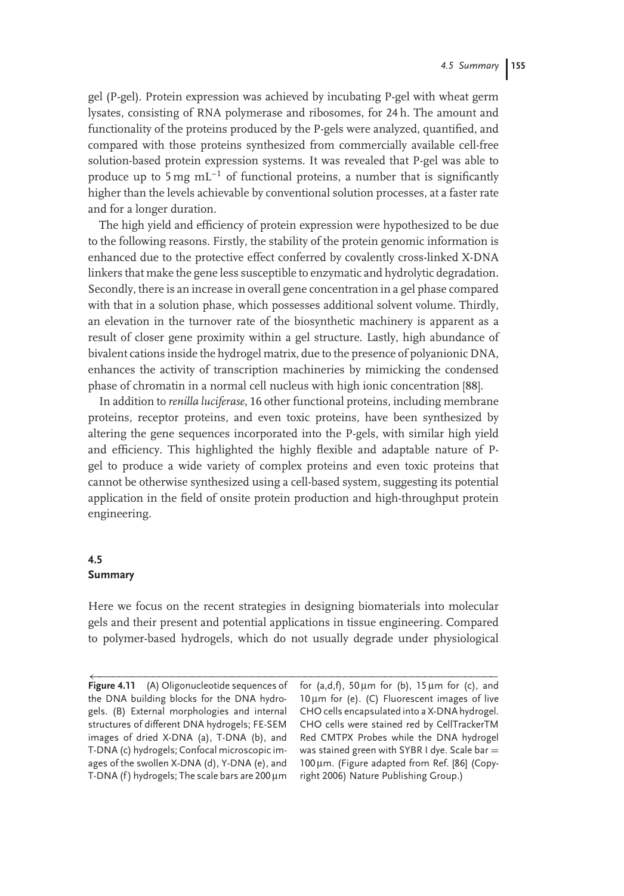gel (P-gel). Protein expression was achieved by incubating P-gel with wheat germ lysates, consisting of RNA polymerase and ribosomes, for 24 h. The amount and functionality of the proteins produced by the P-gels were analyzed, quantified, and compared with those proteins synthesized from commercially available cell-free solution-based protein expression systems. It was revealed that P-gel was able to produce up to 5 mg $mL^{-1}$ of functional proteins, a number that is significantly higher than the levels achievable by conventional solution processes, at a faster rate and for a longer duration.

The high yield and efficiency of protein expression were hypothesized to be due to the following reasons. Firstly, the stability of the protein genomic information is enhanced due to the protective effect conferred by covalently cross-linked X-DNA linkers that make the gene less susceptible to enzymatic and hydrolytic degradation. Secondly, there is an increase in overall gene concentration in a gel phase compared with that in a solution phase, which possesses additional solvent volume. Thirdly, an elevation in the turnover rate of the biosynthetic machinery is apparent as a result of closer gene proximity within a gel structure. Lastly, high abundance of bivalent cations inside the hydrogel matrix, due to the presence of polyanionic DNA, enhances the activity of transcription machineries by mimicking the condensed phase of chromatin in a normal cell nucleus with high ionic concentration [88].

In addition to *renilla luciferase*, 16 other functional proteins, including membrane proteins, receptor proteins, and even toxic proteins, have been synthesized by altering the gene sequences incorporated into the P-gels, with similar high yield and efficiency. This highlighted the highly flexible and adaptable nature of P-gel to produce a wide variety of complex proteins and even toxic proteins that cannot be otherwise synthesized using a cell-based system, suggesting its potential application in the field of onsite protein production and high-throughput protein engineering.

## 4.5 Summary

Here we focus on the recent strategies in designing biomaterials into molecular gels and their present and potential applications in tissue engineering. Compared to polymer-based hydrogels, which do not usually degrade under physiological

**Figure 4.11** (A) Oligonucleotide sequences of the DNA building blocks for the DNA hydrogels. (B) External morphologies and internal structures of different DNA hydrogels; FE-SEM images of dried X-DNA (a), T-DNA (b), and T-DNA (c) hydrogels; Confocal microscopic images of the swollen X-DNA (d), Y-DNA (e), and T-DNA (f) hydrogels; The scale bars are 200 μm for (a,d,f), 50 μm for (b), 15 μm for (c), and 10 μm for (e). (C) Fluorescent images of live CHO cells encapsulated into a X-DNA hydrogel. CHO cells were stained red by CellTrackerTM Red CMTPX Probes while the DNA hydrogel was stained green with SYBR I dye. Scale bar = 100 μm. (Figure adapted from Ref. [86] (Copyright 2006) Nature Publishing Group.)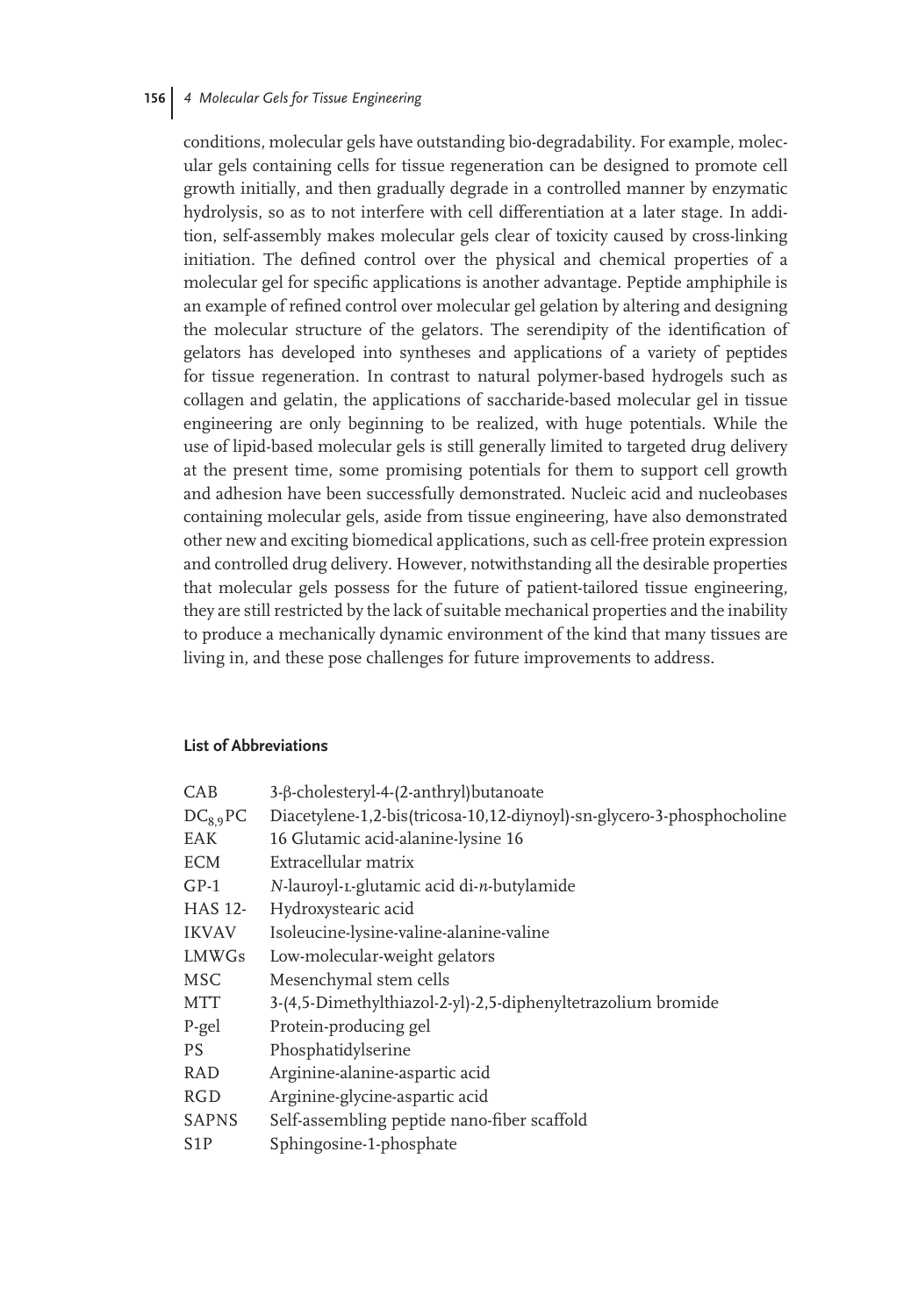conditions, molecular gels have outstanding bio-degradability. For example, molecular gels containing cells for tissue regeneration can be designed to promote cell growth initially, and then gradually degrade in a controlled manner by enzymatic hydrolysis, so as to not interfere with cell differentiation at a later stage. In addition, self-assembly makes molecular gels clear of toxicity caused by cross-linking initiation. The defined control over the physical and chemical properties of a molecular gel for specific applications is another advantage. Peptide amphiphile is an example of refined control over molecular gel gelation by altering and designing the molecular structure of the gelators. The serendipity of the identification of gelators has developed into syntheses and applications of a variety of peptides for tissue regeneration. In contrast to natural polymer-based hydrogels such as collagen and gelatin, the applications of saccharide-based molecular gel in tissue engineering are only beginning to be realized, with huge potentials. While the use of lipid-based molecular gels is still generally limited to targeted drug delivery at the present time, some promising potentials for them to support cell growth and adhesion have been successfully demonstrated. Nucleic acid and nucleobases containing molecular gels, aside from tissue engineering, have also demonstrated other new and exciting biomedical applications, such as cell-free protein expression and controlled drug delivery. However, notwithstanding all the desirable properties that molecular gels possess for the future of patient-tailored tissue engineering, they are still restricted by the lack of suitable mechanical properties and the inability to produce a mechanically dynamic environment of the kind that many tissues are living in, and these pose challenges for future improvements to address.

## List of Abbreviations

| | |
|---|---|
| CAB | 3-β-cholesteryl-4-(2-anthryl)butanoate |
| $DC_{8,9}PC$ | Diacetylene-1,2-bis(tricosa-10,12-diynoyl)-sn-glycero-3-phosphocholine |
| EAK | 16 Glutamic acid-alanine-lysine 16 |
| ECM | Extracellular matrix |
| GP-1 | *N*-lauroyl-L-glutamic acid di-*n*-butylamide |
| HAS 12- | Hydroxystearic acid |
| IKVAV | Isoleucine-lysine-valine-alanine-valine |
| LMWGs | Low-molecular-weight gelators |
| MSC | Mesenchymal stem cells |
| MTT | 3-(4,5-Dimethylthiazol-2-yl)-2,5-diphenyltetrazolium bromide |
| P-gel | Protein-producing gel |
| PS | Phosphatidylserine |
| RAD | Arginine-alanine-aspartic acid |
| RGD | Arginine-glycine-aspartic acid |
| SAPNS | Self-assembling peptide nano-fiber scaffold |
| S1P | Sphingosine-1-phosphate |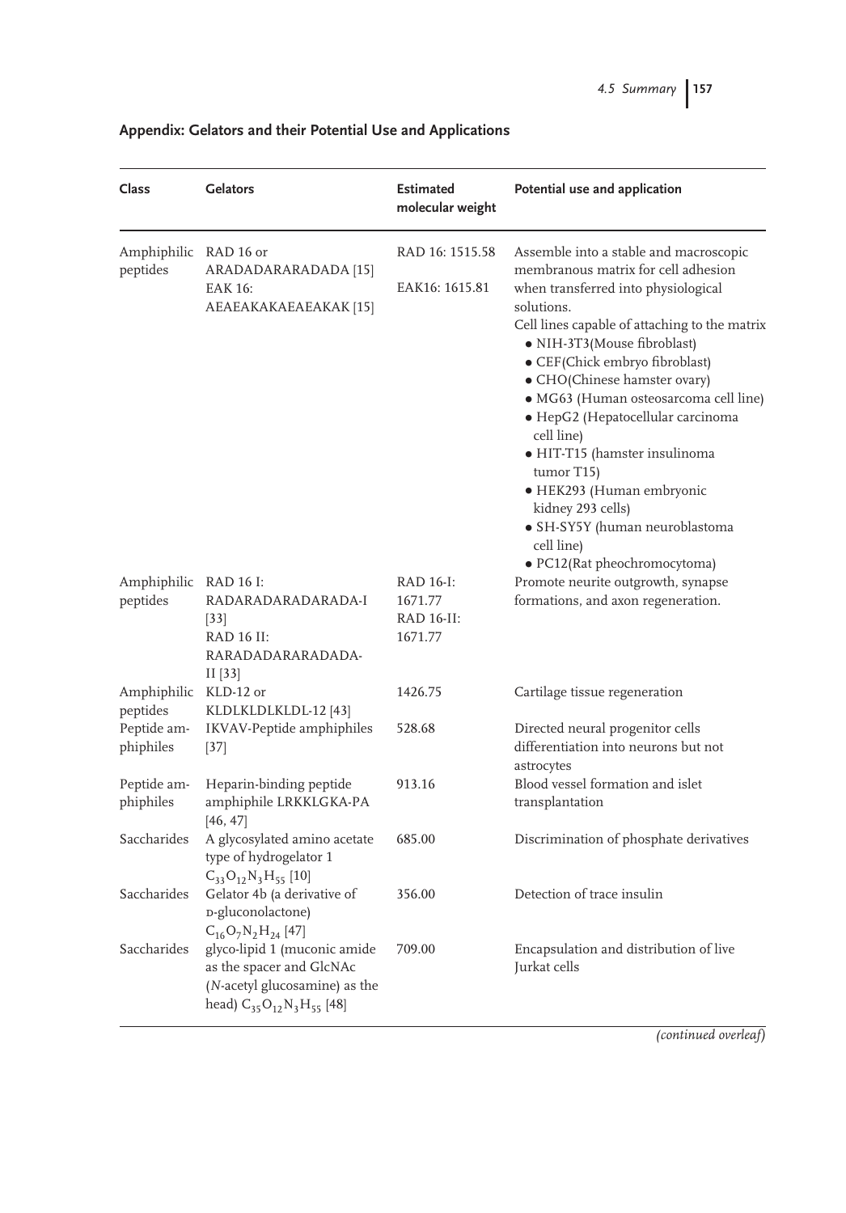## Appendix: Gelators and their Potential Use and Applications

| Class | Gelators | Estimated molecular weight | Potential use and application |
|---|---|---|---|
| Amphiphilic peptides | RAD 16 or ARADADARARADADA [15] EAK 16: AEAEAKAKAEAEAKAK [15] | RAD 16: 1515.58 EAK16: 1615.81 | Assemble into a stable and macroscopic membranous matrix for cell adhesion when transferred into physiological solutions. Cell lines capable of attaching to the matrix • NIH-3T3(Mouse fibroblast) • CEF(Chick embryo fibroblast) • CHO(Chinese hamster ovary) • MG63 (Human osteosarcoma cell line) • HepG2 (Hepatocellular carcinoma cell line) • HIT-T15 (hamster insulinoma tumor T15) • HEK293 (Human embryonic kidney 293 cells) • SH-SY5Y (human neuroblastoma cell line) • PC12(Rat pheochromocytoma) |
| Amphiphilic peptides | RAD 16 I: RADARADARADARADA-I [33] RAD 16 II: RARADADARARADADA-II [33] | RAD 16-I: 1671.77 RAD 16-II: 1671.77 | Promote neurite outgrowth, synapse formations, and axon regeneration. |
| Amphiphilic peptides | KLD-12 or KLDLKLDLKLDL-12 [43] | 1426.75 | Cartilage tissue regeneration |
| Peptide amphiphiles | IKVAV-Peptide amphiphiles [37] | 528.68 | Directed neural progenitor cells differentiation into neurons but not astrocytes |
| Peptide amphiphiles | Heparin-binding peptide amphiphile LRKKLGKA-PA [46, 47] | 913.16 | Blood vessel formation and islet transplantation |
| Saccharides | A glycosylated amino acetate type of hydrogelator 1 $C_{33}O_{12}N_3H_{55}$ [10] | 685.00 | Discrimination of phosphate derivatives |
| Saccharides | Gelator 4b (a derivative of D-gluconolactone) $C_{16}O_7N_2H_{24}$ [47] | 356.00 | Detection of trace insulin |
| Saccharides | glyco-lipid 1 (muconic amide as the spacer and GlcNAc (*N*-acetyl glucosamine) as the head) $C_{35}O_{12}N_3H_{55}$ [48] | 709.00 | Encapsulation and distribution of live Jurkat cells |

*(continued overleaf)*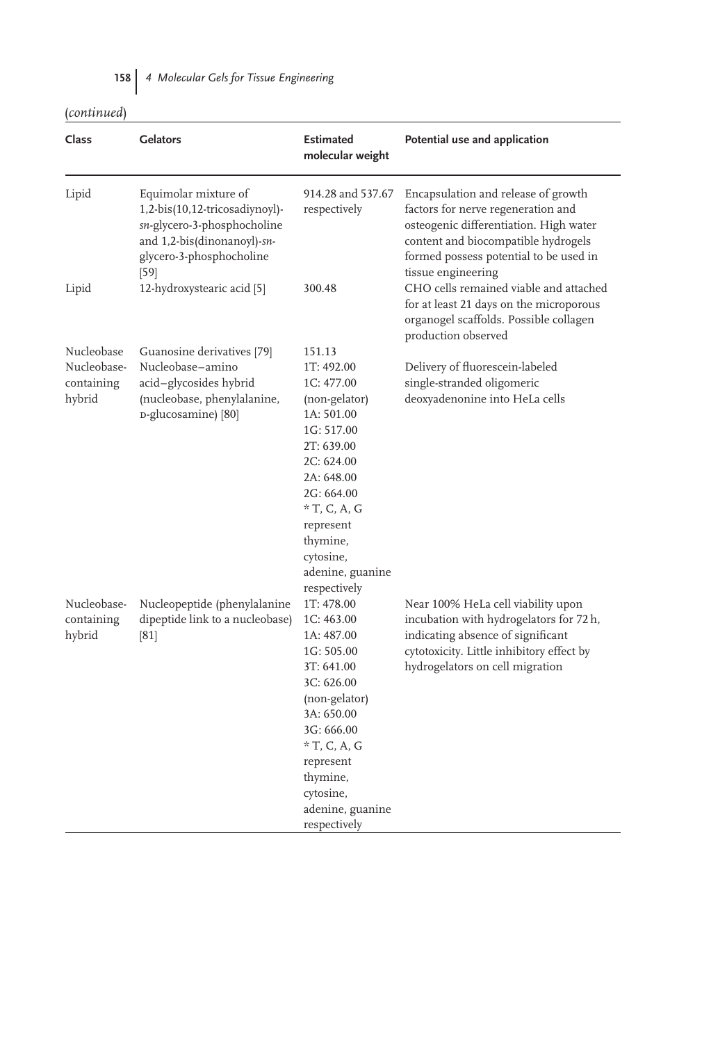(*continued*)

| Class | Gelators | Estimated molecular weight | Potential use and application |
|---|---|---|---|
| Lipid | Equimolar mixture of 1,2-bis(10,12-tricosadiynoyl)-*sn*-glycero-3-phosphocholine and 1,2-bis(dinonanoyl)-*sn*-glycero-3-phosphocholine [59] | 914.28 and 537.67 respectively | Encapsulation and release of growth factors for nerve regeneration and osteogenic differentiation. High water content and biocompatible hydrogels formed possess potential to be used in tissue engineering |
| Lipid | 12-hydroxystearic acid [5] | 300.48 | CHO cells remained viable and attached for at least 21 days on the microporous organogel scaffolds. Possible collagen production observed |
| Nucleobase | Guanosine derivatives [79] | 151.13 | |
| Nucleobase-containing hybrid | Nucleobase–amino acid–glycosides hybrid (nucleobase, phenylalanine, D-glucosamine) [80] | 1T: 492.00<br>1C: 477.00 (non-gelator)<br>1A: 501.00<br>1G: 517.00<br>2T: 639.00<br>2C: 624.00<br>2A: 648.00<br>2G: 664.00<br>* T, C, A, G represent thymine, cytosine, adenine, guanine respectively | Delivery of fluorescein-labeled single-stranded oligomeric deoxyadenonine into HeLa cells |
| Nucleobase-containing hybrid | Nucleopeptide (phenylalanine dipeptide link to a nucleobase) [81] | 1T: 478.00<br>1C: 463.00<br>1A: 487.00<br>1G: 505.00<br>3T: 641.00<br>3C: 626.00 (non-gelator)<br>3A: 650.00<br>3G: 666.00<br>* T, C, A, G represent thymine, cytosine, adenine, guanine respectively | Near 100% HeLa cell viability upon incubation with hydrogelators for 72 h, indicating absence of significant cytotoxicity. Little inhibitory effect by hydrogelators on cell migration |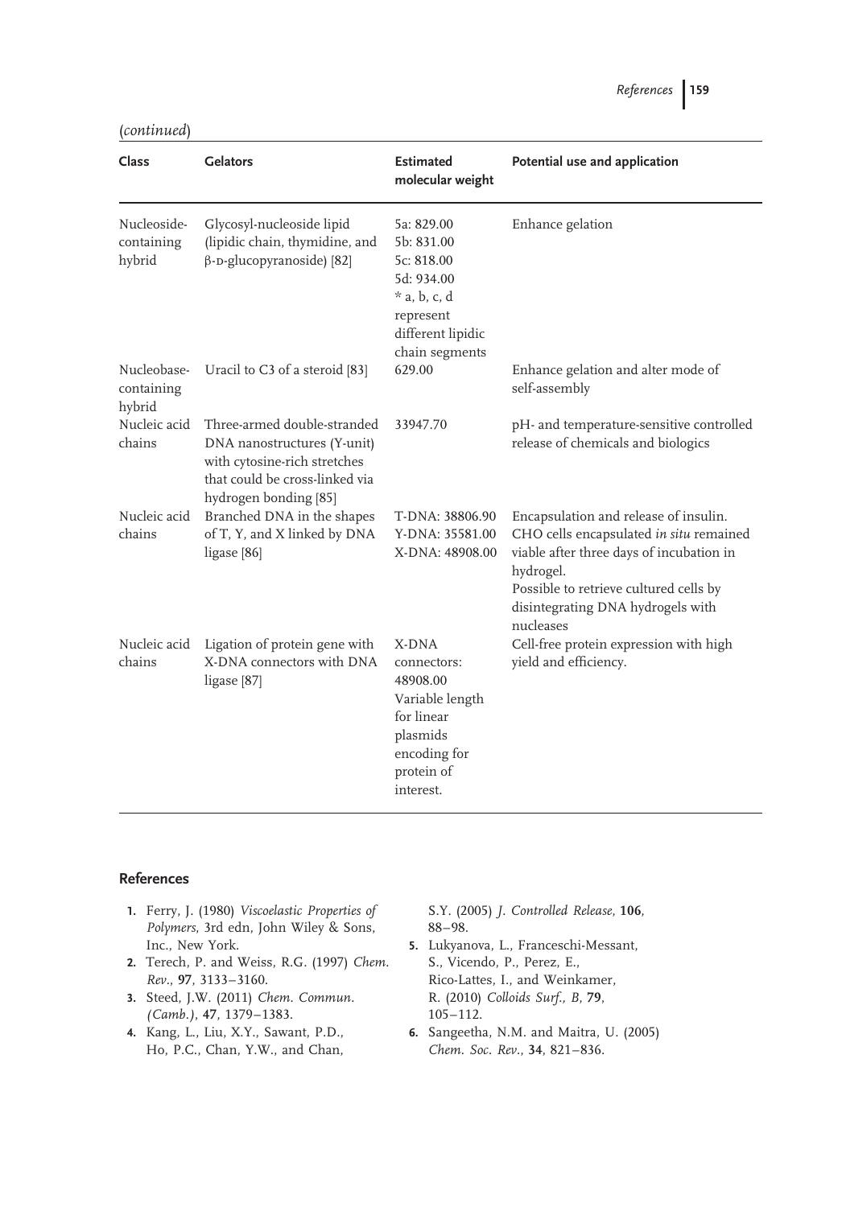(*continued*)

| Class | Gelators | Estimated molecular weight | Potential use and application |
|---|---|---|---|
| Nucleoside-containing hybrid | Glycosyl-nucleoside lipid (lipidic chain, thymidine, and β-D-glucopyranoside) [82] | 5a: 829.00<br>5b: 831.00<br>5c: 818.00<br>5d: 934.00<br>* a, b, c, d represent different lipidic chain segments | Enhance gelation |
| Nucleobase-containing hybrid | Uracil to C3 of a steroid [83] | 629.00 | Enhance gelation and alter mode of self-assembly |
| Nucleic acid chains | Three-armed double-stranded DNA nanostructures (Y-unit) with cytosine-rich stretches that could be cross-linked via hydrogen bonding [85] | 33947.70 | pH- and temperature-sensitive controlled release of chemicals and biologics |
| Nucleic acid chains | Branched DNA in the shapes of T, Y, and X linked by DNA ligase [86] | T-DNA: 38806.90<br>Y-DNA: 35581.00<br>X-DNA: 48908.00 | Encapsulation and release of insulin.<br>CHO cells encapsulated *in situ* remained viable after three days of incubation in hydrogel.<br>Possible to retrieve cultured cells by disintegrating DNA hydrogels with nucleases |
| Nucleic acid chains | Ligation of protein gene with X-DNA connectors with DNA ligase [87] | X-DNA connectors: 48908.00<br>Variable length for linear plasmids encoding for protein of interest. | Cell-free protein expression with high yield and efficiency. |

## References

1. Ferry, J. (1980) *Viscoelastic Properties of Polymers*, 3rd edn, John Wiley & Sons, Inc., New York.
2. Terech, P. and Weiss, R.G. (1997) *Chem. Rev.*, **97**, 3133–3160.
3. Steed, J.W. (2011) *Chem. Commun. (Camb.)*, **47**, 1379–1383.
4. Kang, L., Liu, X.Y., Sawant, P.D., Ho, P.C., Chan, Y.W., and Chan, S.Y. (2005) *J. Controlled Release*, **106**, 88–98.
5. Lukyanova, L., Franceschi-Messant, S., Vicendo, P., Perez, E., Rico-Lattes, I., and Weinkamer, R. (2010) *Colloids Surf., B*, **79**, 105–112.
6. Sangeetha, N.M. and Maitra, U. (2005) *Chem. Soc. Rev.*, **34**, 821–836.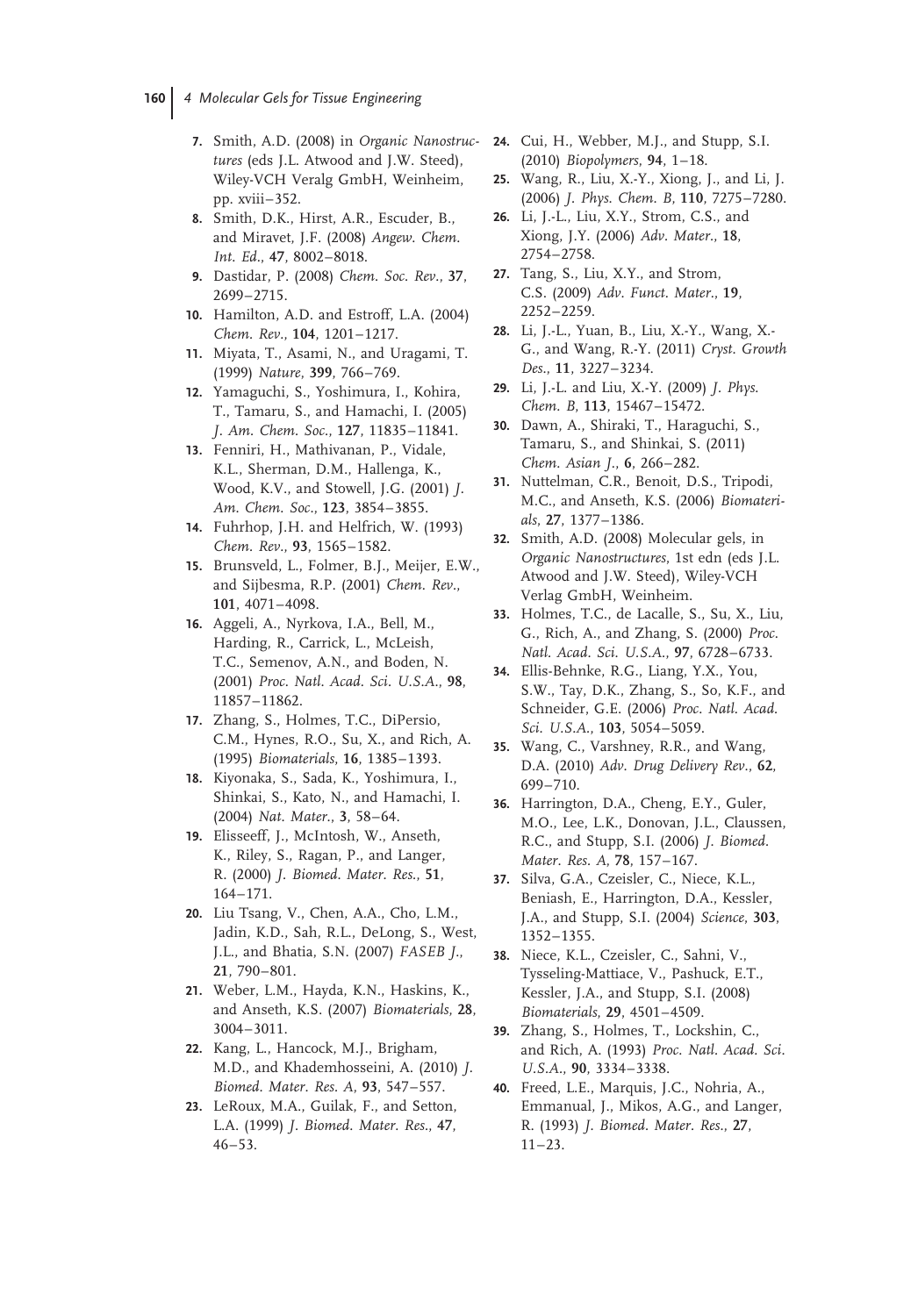7. Smith, A.D. (2008) in *Organic Nanostructures* (eds J.L. Atwood and J.W. Steed), Wiley-VCH Veralg GmbH, Weinheim, pp. xviii–352.
8. Smith, D.K., Hirst, A.R., Escuder, B., and Miravet, J.F. (2008) *Angew. Chem. Int. Ed.*, **47**, 8002–8018.
9. Dastidar, P. (2008) *Chem. Soc. Rev.*, **37**, 2699–2715.
10. Hamilton, A.D. and Estroff, L.A. (2004) *Chem. Rev.*, **104**, 1201–1217.
11. Miyata, T., Asami, N., and Uragami, T. (1999) *Nature*, **399**, 766–769.
12. Yamaguchi, S., Yoshimura, I., Kohira, T., Tamaru, S., and Hamachi, I. (2005) *J. Am. Chem. Soc.*, **127**, 11835–11841.
13. Fenniri, H., Mathivanan, P., Vidale, K.L., Sherman, D.M., Hallenga, K., Wood, K.V., and Stowell, J.G. (2001) *J. Am. Chem. Soc.*, **123**, 3854–3855.
14. Fuhrhop, J.H. and Helfrich, W. (1993) *Chem. Rev.*, **93**, 1565–1582.
15. Brunsveld, L., Folmer, B.J., Meijer, E.W., and Sijbesma, R.P. (2001) *Chem. Rev.*, **101**, 4071–4098.
16. Aggeli, A., Nyrkova, I.A., Bell, M., Harding, R., Carrick, L., McLeish, T.C., Semenov, A.N., and Boden, N. (2001) *Proc. Natl. Acad. Sci. U.S.A.*, **98**, 11857–11862.
17. Zhang, S., Holmes, T.C., DiPersio, C.M., Hynes, R.O., Su, X., and Rich, A. (1995) *Biomaterials*, **16**, 1385–1393.
18. Kiyonaka, S., Sada, K., Yoshimura, I., Shinkai, S., Kato, N., and Hamachi, I. (2004) *Nat. Mater.*, **3**, 58–64.
19. Elisseeff, J., McIntosh, W., Anseth, K., Riley, S., Ragan, P., and Langer, R. (2000) *J. Biomed. Mater. Res.*, **51**, 164–171.
20. Liu Tsang, V., Chen, A.A., Cho, L.M., Jadin, K.D., Sah, R.L., DeLong, S., West, J.L., and Bhatia, S.N. (2007) *FASEB J.*, **21**, 790–801.
21. Weber, L.M., Hayda, K.N., Haskins, K., and Anseth, K.S. (2007) *Biomaterials*, **28**, 3004–3011.
22. Kang, L., Hancock, M.J., Brigham, M.D., and Khademhosseini, A. (2010) *J. Biomed. Mater. Res. A*, **93**, 547–557.
23. LeRoux, M.A., Guilak, F., and Setton, L.A. (1999) *J. Biomed. Mater. Res.*, **47**, 46–53.
24. Cui, H., Webber, M.J., and Stupp, S.I. (2010) *Biopolymers*, **94**, 1–18.
25. Wang, R., Liu, X.-Y., Xiong, J., and Li, J. (2006) *J. Phys. Chem. B*, **110**, 7275–7280.
26. Li, J.-L., Liu, X.Y., Strom, C.S., and Xiong, J.Y. (2006) *Adv. Mater.*, **18**, 2754–2758.
27. Tang, S., Liu, X.Y., and Strom, C.S. (2009) *Adv. Funct. Mater.*, **19**, 2252–2259.
28. Li, J.-L., Yuan, B., Liu, X.-Y., Wang, X.-G., and Wang, R.-Y. (2011) *Cryst. Growth Des.*, **11**, 3227–3234.
29. Li, J.-L. and Liu, X.-Y. (2009) *J. Phys. Chem. B*, **113**, 15467–15472.
30. Dawn, A., Shiraki, T., Haraguchi, S., Tamaru, S., and Shinkai, S. (2011) *Chem. Asian J.*, **6**, 266–282.
31. Nuttelman, C.R., Benoit, D.S., Tripodi, M.C., and Anseth, K.S. (2006) *Biomaterials*, **27**, 1377–1386.
32. Smith, A.D. (2008) Molecular gels, in *Organic Nanostructures*, 1st edn (eds J.L. Atwood and J.W. Steed), Wiley-VCH Verlag GmbH, Weinheim.
33. Holmes, T.C., de Lacalle, S., Su, X., Liu, G., Rich, A., and Zhang, S. (2000) *Proc. Natl. Acad. Sci. U.S.A.*, **97**, 6728–6733.
34. Ellis-Behnke, R.G., Liang, Y.X., You, S.W., Tay, D.K., Zhang, S., So, K.F., and Schneider, G.E. (2006) *Proc. Natl. Acad. Sci. U.S.A.*, **103**, 5054–5059.
35. Wang, C., Varshney, R.R., and Wang, D.A. (2010) *Adv. Drug Delivery Rev.*, **62**, 699–710.
36. Harrington, D.A., Cheng, E.Y., Guler, M.O., Lee, L.K., Donovan, J.L., Claussen, R.C., and Stupp, S.I. (2006) *J. Biomed. Mater. Res. A*, **78**, 157–167.
37. Silva, G.A., Czeisler, C., Niece, K.L., Beniash, E., Harrington, D.A., Kessler, J.A., and Stupp, S.I. (2004) *Science*, **303**, 1352–1355.
38. Niece, K.L., Czeisler, C., Sahni, V., Tysseling-Mattiace, V., Pashuck, E.T., Kessler, J.A., and Stupp, S.I. (2008) *Biomaterials*, **29**, 4501–4509.
39. Zhang, S., Holmes, T., Lockshin, C., and Rich, A. (1993) *Proc. Natl. Acad. Sci. U.S.A.*, **90**, 3334–3338.
40. Freed, L.E., Marquis, J.C., Nohria, A., Emmanual, J., Mikos, A.G., and Langer, R. (1993) *J. Biomed. Mater. Res.*, **27**, 11–23.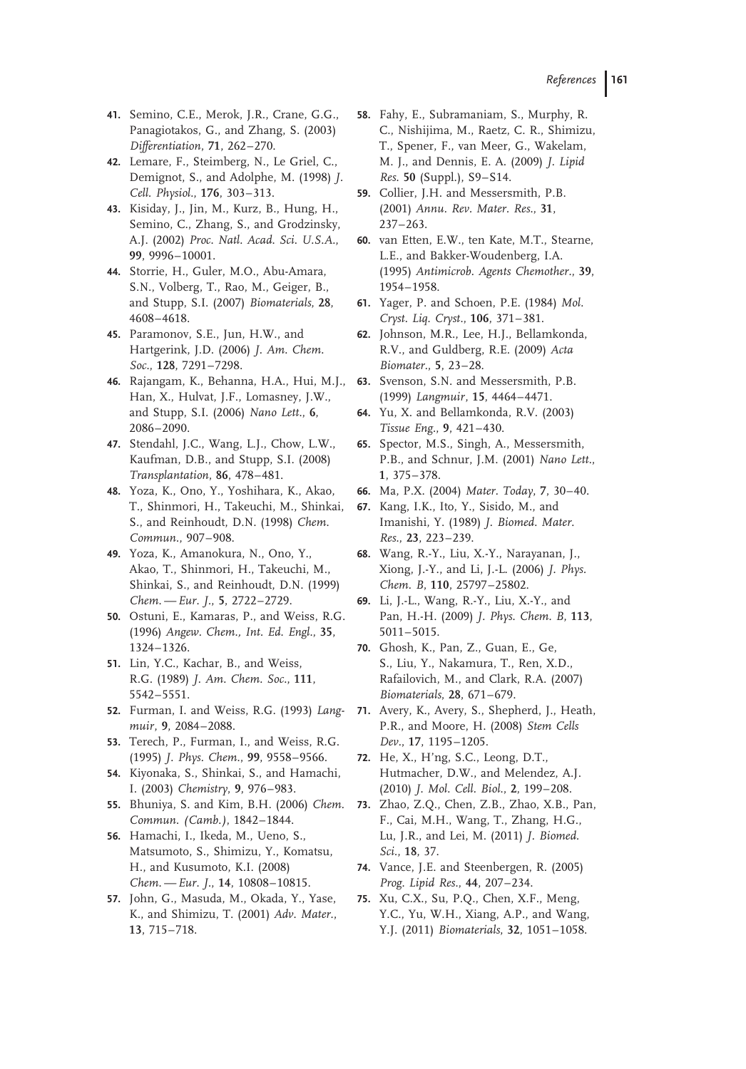41. Semino, C.E., Merok, J.R., Crane, G.G., Panagiotakos, G., and Zhang, S. (2003) *Differentiation*, **71**, 262–270.
42. Lemare, F., Steimberg, N., Le Griel, C., Demignot, S., and Adolphe, M. (1998) *J. Cell. Physiol.*, **176**, 303–313.
43. Kisiday, J., Jin, M., Kurz, B., Hung, H., Semino, C., Zhang, S., and Grodzinsky, A.J. (2002) *Proc. Natl. Acad. Sci. U.S.A.*, **99**, 9996–10001.
44. Storrie, H., Guler, M.O., Abu-Amara, S.N., Volberg, T., Rao, M., Geiger, B., and Stupp, S.I. (2007) *Biomaterials*, **28**, 4608–4618.
45. Paramonov, S.E., Jun, H.W., and Hartgerink, J.D. (2006) *J. Am. Chem. Soc.*, **128**, 7291–7298.
46. Rajangam, K., Behanna, H.A., Hui, M.J., Han, X., Hulvat, J.F., Lomasney, J.W., and Stupp, S.I. (2006) *Nano Lett.*, **6**, 2086–2090.
47. Stendahl, J.C., Wang, L.J., Chow, L.W., Kaufman, D.B., and Stupp, S.I. (2008) *Transplantation*, **86**, 478–481.
48. Yoza, K., Ono, Y., Yoshihara, K., Akao, T., Shinmori, H., Takeuchi, M., Shinkai, S., and Reinhoudt, D.N. (1998) *Chem. Commun.*, 907–908.
49. Yoza, K., Amanokura, N., Ono, Y., Akao, T., Shinmori, H., Takeuchi, M., Shinkai, S., and Reinhoudt, D.N. (1999) *Chem. — Eur. J.*, **5**, 2722–2729.
50. Ostuni, E., Kamaras, P., and Weiss, R.G. (1996) *Angew. Chem., Int. Ed. Engl.*, **35**, 1324–1326.
51. Lin, Y.C., Kachar, B., and Weiss, R.G. (1989) *J. Am. Chem. Soc.*, **111**, 5542–5551.
52. Furman, I. and Weiss, R.G. (1993) *Langmuir*, **9**, 2084–2088.
53. Terech, P., Furman, I., and Weiss, R.G. (1995) *J. Phys. Chem.*, **99**, 9558–9566.
54. Kiyonaka, S., Shinkai, S., and Hamachi, I. (2003) *Chemistry*, **9**, 976–983.
55. Bhuniya, S. and Kim, B.H. (2006) *Chem. Commun. (Camb.)*, 1842–1844.
56. Hamachi, I., Ikeda, M., Ueno, S., Matsumoto, S., Shimizu, Y., Komatsu, H., and Kusumoto, K.I. (2008) *Chem. — Eur. J.*, **14**, 10808–10815.
57. John, G., Masuda, M., Okada, Y., Yase, K., and Shimizu, T. (2001) *Adv. Mater.*, **13**, 715–718.
58. Fahy, E., Subramaniam, S., Murphy, R. C., Nishijima, M., Raetz, C. R., Shimizu, T., Spener, F., van Meer, G., Wakelam, M. J., and Dennis, E. A. (2009) *J. Lipid Res.* **50** (Suppl.), S9–S14.
59. Collier, J.H. and Messersmith, P.B. (2001) *Annu. Rev. Mater. Res.*, **31**, 237–263.
60. van Etten, E.W., ten Kate, M.T., Stearne, L.E., and Bakker-Woudenberg, I.A. (1995) *Antimicrob. Agents Chemother.*, **39**, 1954–1958.
61. Yager, P. and Schoen, P.E. (1984) *Mol. Cryst. Liq. Cryst.*, **106**, 371–381.
62. Johnson, M.R., Lee, H.J., Bellamkonda, R.V., and Guldberg, R.E. (2009) *Acta Biomater.*, **5**, 23–28.
63. Svenson, S.N. and Messersmith, P.B. (1999) *Langmuir*, **15**, 4464–4471.
64. Yu, X. and Bellamkonda, R.V. (2003) *Tissue Eng.*, **9**, 421–430.
65. Spector, M.S., Singh, A., Messersmith, P.B., and Schnur, J.M. (2001) *Nano Lett.*, **1**, 375–378.
66. Ma, P.X. (2004) *Mater. Today*, **7**, 30–40.
67. Kang, I.K., Ito, Y., Sisido, M., and Imanishi, Y. (1989) *J. Biomed. Mater. Res.*, **23**, 223–239.
68. Wang, R.-Y., Liu, X.-Y., Narayanan, J., Xiong, J.-Y., and Li, J.-L. (2006) *J. Phys. Chem. B*, **110**, 25797–25802.
69. Li, J.-L., Wang, R.-Y., Liu, X.-Y., and Pan, H.-H. (2009) *J. Phys. Chem. B*, **113**, 5011–5015.
70. Ghosh, K., Pan, Z., Guan, E., Ge, S., Liu, Y., Nakamura, T., Ren, X.D., Rafailovich, M., and Clark, R.A. (2007) *Biomaterials*, **28**, 671–679.
71. Avery, K., Avery, S., Shepherd, J., Heath, P.R., and Moore, H. (2008) *Stem Cells Dev.*, **17**, 1195–1205.
72. He, X., H'ng, S.C., Leong, D.T., Hutmacher, D.W., and Melendez, A.J. (2010) *J. Mol. Cell. Biol.*, **2**, 199–208.
73. Zhao, Z.Q., Chen, Z.B., Zhao, X.B., Pan, F., Cai, M.H., Wang, T., Zhang, H.G., Lu, J.R., and Lei, M. (2011) *J. Biomed. Sci.*, **18**, 37.
74. Vance, J.E. and Steenbergen, R. (2005) *Prog. Lipid Res.*, **44**, 207–234.
75. Xu, C.X., Su, P.Q., Chen, X.F., Meng, Y.C., Yu, W.H., Xiang, A.P., and Wang, Y.J. (2011) *Biomaterials*, **32**, 1051–1058.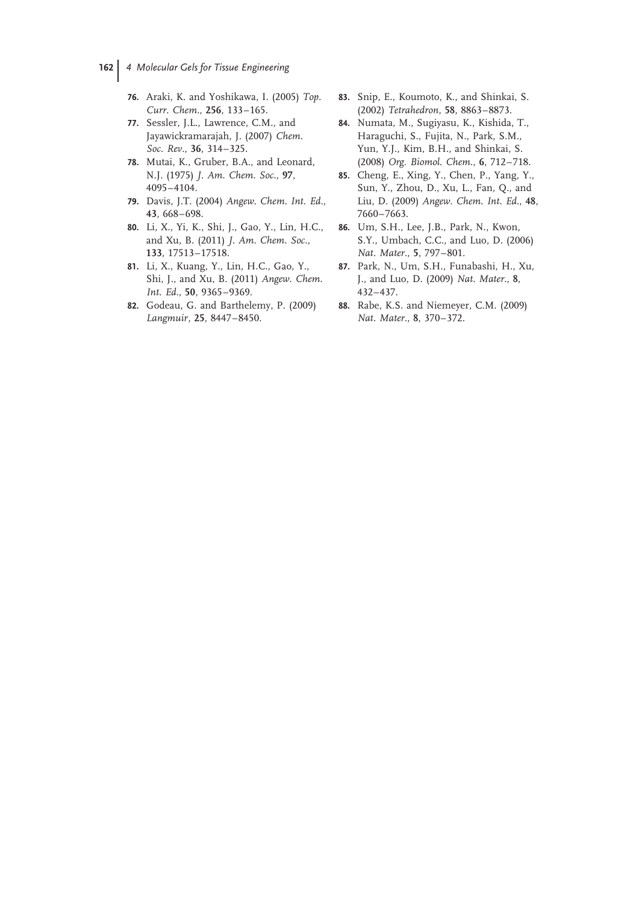76. Araki, K. and Yoshikawa, I. (2005) *Top. Curr. Chem.*, **256**, 133–165.
77. Sessler, J.L., Lawrence, C.M., and Jayawickramarajah, J. (2007) *Chem. Soc. Rev.*, **36**, 314–325.
78. Mutai, K., Gruber, B.A., and Leonard, N.J. (1975) *J. Am. Chem. Soc.*, **97**, 4095–4104.
79. Davis, J.T. (2004) *Angew. Chem. Int. Ed.*, **43**, 668–698.
80. Li, X., Yi, K., Shi, J., Gao, Y., Lin, H.C., and Xu, B. (2011) *J. Am. Chem. Soc.*, **133**, 17513–17518.
81. Li, X., Kuang, Y., Lin, H.C., Gao, Y., Shi, J., and Xu, B. (2011) *Angew. Chem. Int. Ed.*, **50**, 9365–9369.
82. Godeau, G. and Barthelemy, P. (2009) *Langmuir*, **25**, 8447–8450.
83. Snip, E., Koumoto, K., and Shinkai, S. (2002) *Tetrahedron*, **58**, 8863–8873.
84. Numata, M., Sugiyasu, K., Kishida, T., Haraguchi, S., Fujita, N., Park, S.M., Yun, Y.J., Kim, B.H., and Shinkai, S. (2008) *Org. Biomol. Chem.*, **6**, 712–718.
85. Cheng, E., Xing, Y., Chen, P., Yang, Y., Sun, Y., Zhou, D., Xu, L., Fan, Q., and Liu, D. (2009) *Angew. Chem. Int. Ed.*, **48**, 7660–7663.
86. Um, S.H., Lee, J.B., Park, N., Kwon, S.Y., Umbach, C.C., and Luo, D. (2006) *Nat. Mater.*, **5**, 797–801.
87. Park, N., Um, S.H., Funabashi, H., Xu, J., and Luo, D. (2009) *Nat. Mater.*, **8**, 432–437.
88. Rabe, K.S. and Niemeyer, C.M. (2009) *Nat. Mater.*, **8**, 370–372.